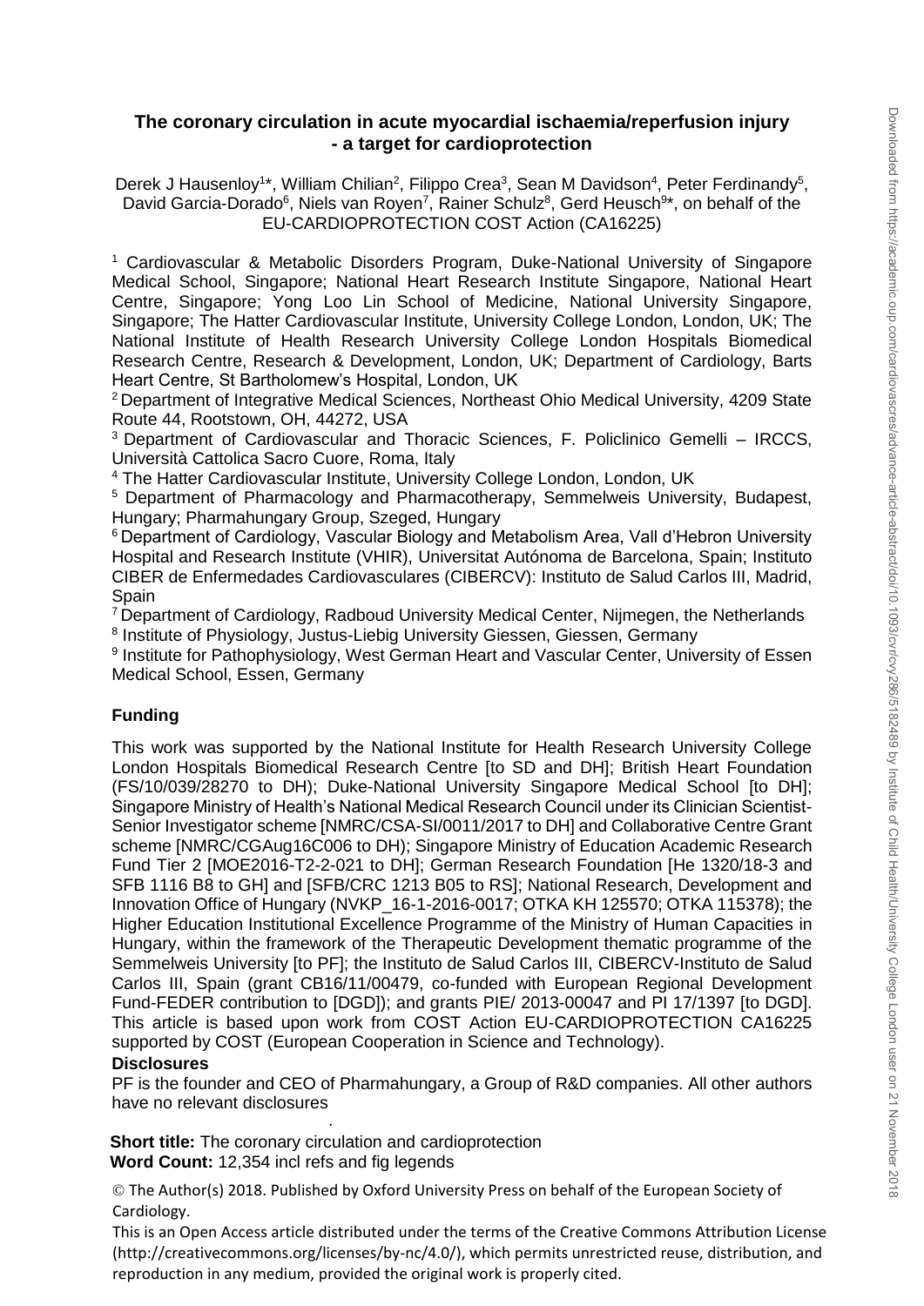# The coronary circulation in acute myocardial ischaemia/reperfusion injury - a target for cardioprotection

Derek J Hausenloy[1]*, William Chilian[2], Filippo Crea[3], Sean M Davidson[4], Peter Ferdinandy[5], David Garcia-Dorado[6], Niels van Royen[7], Rainer Schulz[8], Gerd Heusch[9]*, on behalf of the EU-CARDIOPROTECTION COST Action (CA16225)

[1] Cardiovascular & Metabolic Disorders Program, Duke-National University of Singapore Medical School, Singapore; National Heart Research Institute Singapore, National Heart Centre, Singapore; Yong Loo Lin School of Medicine, National University Singapore, Singapore; The Hatter Cardiovascular Institute, University College London, London, UK; The National Institute of Health Research University College London Hospitals Biomedical Research Centre, Research & Development, London, UK; Department of Cardiology, Barts Heart Centre, St Bartholomew's Hospital, London, UK

[2] Department of Integrative Medical Sciences, Northeast Ohio Medical University, 4209 State Route 44, Rootstown, OH, 44272, USA

[3] Department of Cardiovascular and Thoracic Sciences, F. Policlinico Gemelli – IRCCS, Università Cattolica Sacro Cuore, Roma, Italy

[4] The Hatter Cardiovascular Institute, University College London, London, UK

[5] Department of Pharmacology and Pharmacotherapy, Semmelweis University, Budapest, Hungary; Pharmahungary Group, Szeged, Hungary

[6] Department of Cardiology, Vascular Biology and Metabolism Area, Vall d'Hebron University Hospital and Research Institute (VHIR), Universitat Autónoma de Barcelona, Spain; Instituto CIBER de Enfermedades Cardiovasculares (CIBERCV): Instituto de Salud Carlos III, Madrid, Spain

[7] Department of Cardiology, Radboud University Medical Center, Nijmegen, the Netherlands

[8] Institute of Physiology, Justus-Liebig University Giessen, Giessen, Germany

[9] Institute for Pathophysiology, West German Heart and Vascular Center, University of Essen Medical School, Essen, Germany

## Funding

This work was supported by the National Institute for Health Research University College London Hospitals Biomedical Research Centre [to SD and DH]; British Heart Foundation (FS/10/039/28270 to DH); Duke-National University Singapore Medical School [to DH]; Singapore Ministry of Health's National Medical Research Council under its Clinician Scientist-Senior Investigator scheme [NMRC/CSA-SI/0011/2017 to DH] and Collaborative Centre Grant scheme [NMRC/CGAug16C006 to DH); Singapore Ministry of Education Academic Research Fund Tier 2 [MOE2016-T2-2-021 to DH]; German Research Foundation [He 1320/18-3 and SFB 1116 B8 to GH] and [SFB/CRC 1213 B05 to RS]; National Research, Development and Innovation Office of Hungary (NVKP_16-1-2016-0017; OTKA KH 125570; OTKA 115378); the Higher Education Institutional Excellence Programme of the Ministry of Human Capacities in Hungary, within the framework of the Therapeutic Development thematic programme of the Semmelweis University [to PF]; the Instituto de Salud Carlos III, CIBERCV-Instituto de Salud Carlos III, Spain (grant CB16/11/00479, co-funded with European Regional Development Fund-FEDER contribution to [DGD]); and grants PIE/ 2013-00047 and PI 17/1397 [to DGD]. This article is based upon work from COST Action EU-CARDIOPROTECTION CA16225 supported by COST (European Cooperation in Science and Technology).

## Disclosures

PF is the founder and CEO of Pharmahungary, a Group of R&D companies. All other authors have no relevant disclosures

**Short title:** The coronary circulation and cardioprotection

**Word Count:** 12,354 incl refs and fig legends

© The Author(s) 2018. Published by Oxford University Press on behalf of the European Society of Cardiology.

This is an Open Access article distributed under the terms of the Creative Commons Attribution License (http://creativecommons.org/licenses/by-nc/4.0/), which permits unrestricted reuse, distribution, and reproduction in any medium, provided the original work is properly cited.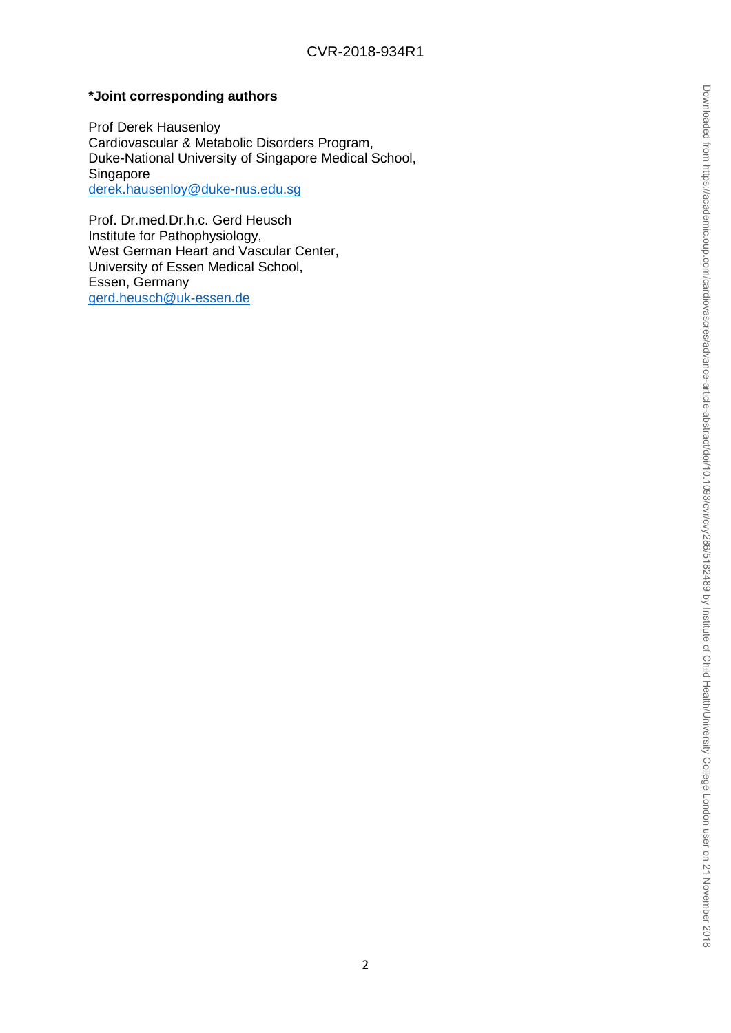**\*Joint corresponding authors**

Prof Derek Hausenloy
Cardiovascular & Metabolic Disorders Program,
Duke-National University of Singapore Medical School,
Singapore
derek.hausenloy@duke-nus.edu.sg

Prof. Dr.med.Dr.h.c. Gerd Heusch
Institute for Pathophysiology,
West German Heart and Vascular Center,
University of Essen Medical School,
Essen, Germany
gerd.heusch@uk-essen.de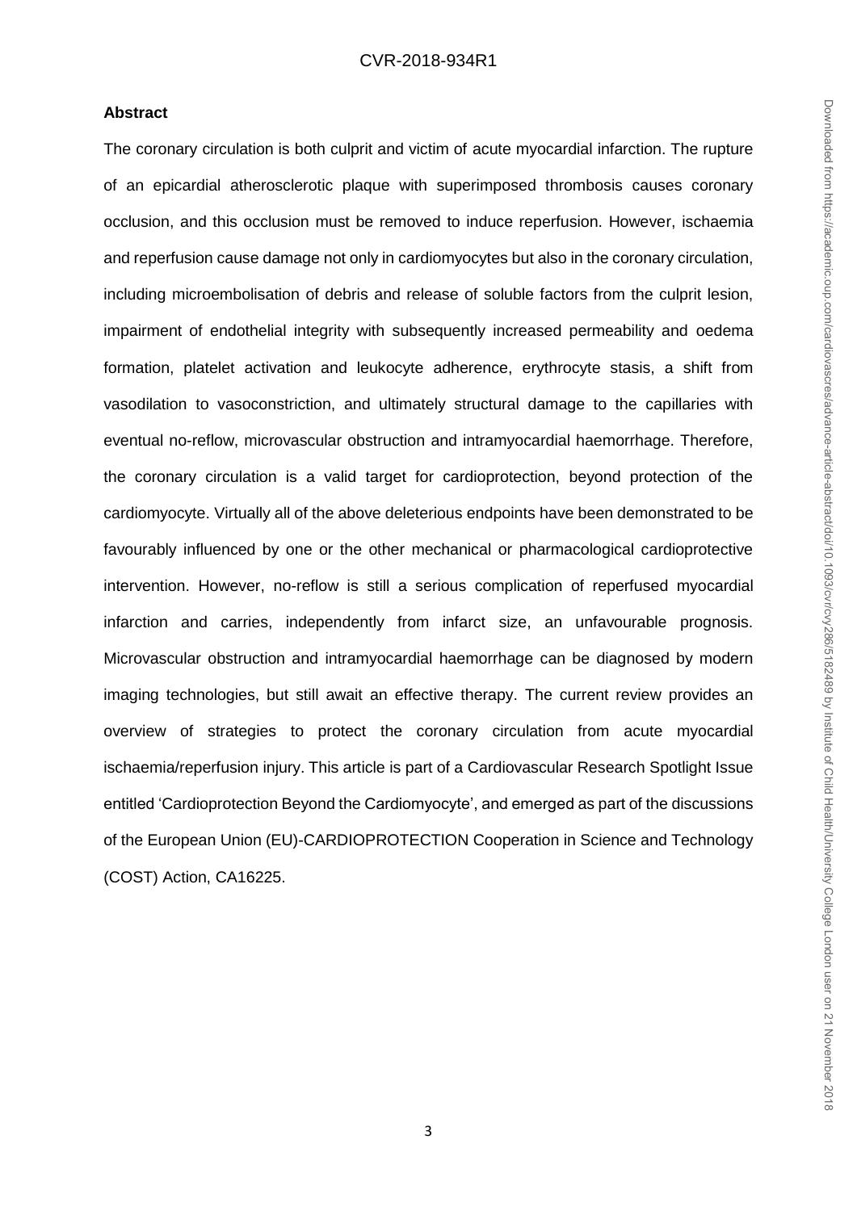**Abstract**

The coronary circulation is both culprit and victim of acute myocardial infarction. The rupture of an epicardial atherosclerotic plaque with superimposed thrombosis causes coronary occlusion, and this occlusion must be removed to induce reperfusion. However, ischaemia and reperfusion cause damage not only in cardiomyocytes but also in the coronary circulation, including microembolisation of debris and release of soluble factors from the culprit lesion, impairment of endothelial integrity with subsequently increased permeability and oedema formation, platelet activation and leukocyte adherence, erythrocyte stasis, a shift from vasodilation to vasoconstriction, and ultimately structural damage to the capillaries with eventual no-reflow, microvascular obstruction and intramyocardial haemorrhage. Therefore, the coronary circulation is a valid target for cardioprotection, beyond protection of the cardiomyocyte. Virtually all of the above deleterious endpoints have been demonstrated to be favourably influenced by one or the other mechanical or pharmacological cardioprotective intervention. However, no-reflow is still a serious complication of reperfused myocardial infarction and carries, independently from infarct size, an unfavourable prognosis. Microvascular obstruction and intramyocardial haemorrhage can be diagnosed by modern imaging technologies, but still await an effective therapy. The current review provides an overview of strategies to protect the coronary circulation from acute myocardial ischaemia/reperfusion injury. This article is part of a Cardiovascular Research Spotlight Issue entitled 'Cardioprotection Beyond the Cardiomyocyte', and emerged as part of the discussions of the European Union (EU)-CARDIOPROTECTION Cooperation in Science and Technology (COST) Action, CA16225.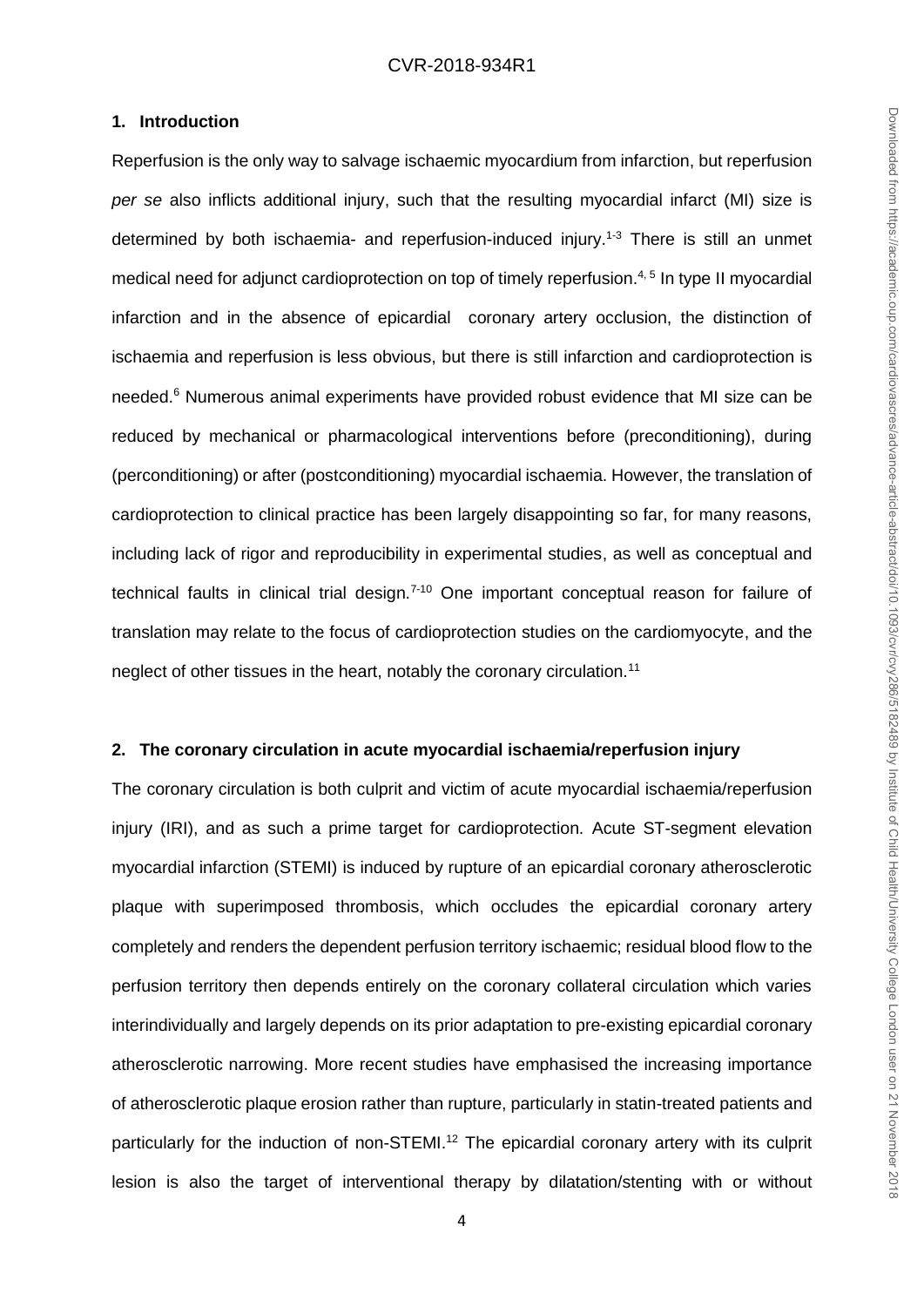## 1. Introduction

Reperfusion is the only way to salvage ischaemic myocardium from infarction, but reperfusion *per se* also inflicts additional injury, such that the resulting myocardial infarct (MI) size is determined by both ischaemia- and reperfusion-induced injury.[1-3] There is still an unmet medical need for adjunct cardioprotection on top of timely reperfusion.[4, 5] In type II myocardial infarction and in the absence of epicardial coronary artery occlusion, the distinction of ischaemia and reperfusion is less obvious, but there is still infarction and cardioprotection is needed.[6] Numerous animal experiments have provided robust evidence that MI size can be reduced by mechanical or pharmacological interventions before (preconditioning), during (perconditioning) or after (postconditioning) myocardial ischaemia. However, the translation of cardioprotection to clinical practice has been largely disappointing so far, for many reasons, including lack of rigor and reproducibility in experimental studies, as well as conceptual and technical faults in clinical trial design.[7-10] One important conceptual reason for failure of translation may relate to the focus of cardioprotection studies on the cardiomyocyte, and the neglect of other tissues in the heart, notably the coronary circulation.[11]

## 2. The coronary circulation in acute myocardial ischaemia/reperfusion injury

The coronary circulation is both culprit and victim of acute myocardial ischaemia/reperfusion injury (IRI), and as such a prime target for cardioprotection. Acute ST-segment elevation myocardial infarction (STEMI) is induced by rupture of an epicardial coronary atherosclerotic plaque with superimposed thrombosis, which occludes the epicardial coronary artery completely and renders the dependent perfusion territory ischaemic; residual blood flow to the perfusion territory then depends entirely on the coronary collateral circulation which varies interindividually and largely depends on its prior adaptation to pre-existing epicardial coronary atherosclerotic narrowing. More recent studies have emphasised the increasing importance of atherosclerotic plaque erosion rather than rupture, particularly in statin-treated patients and particularly for the induction of non-STEMI.[12] The epicardial coronary artery with its culprit lesion is also the target of interventional therapy by dilatation/stenting with or without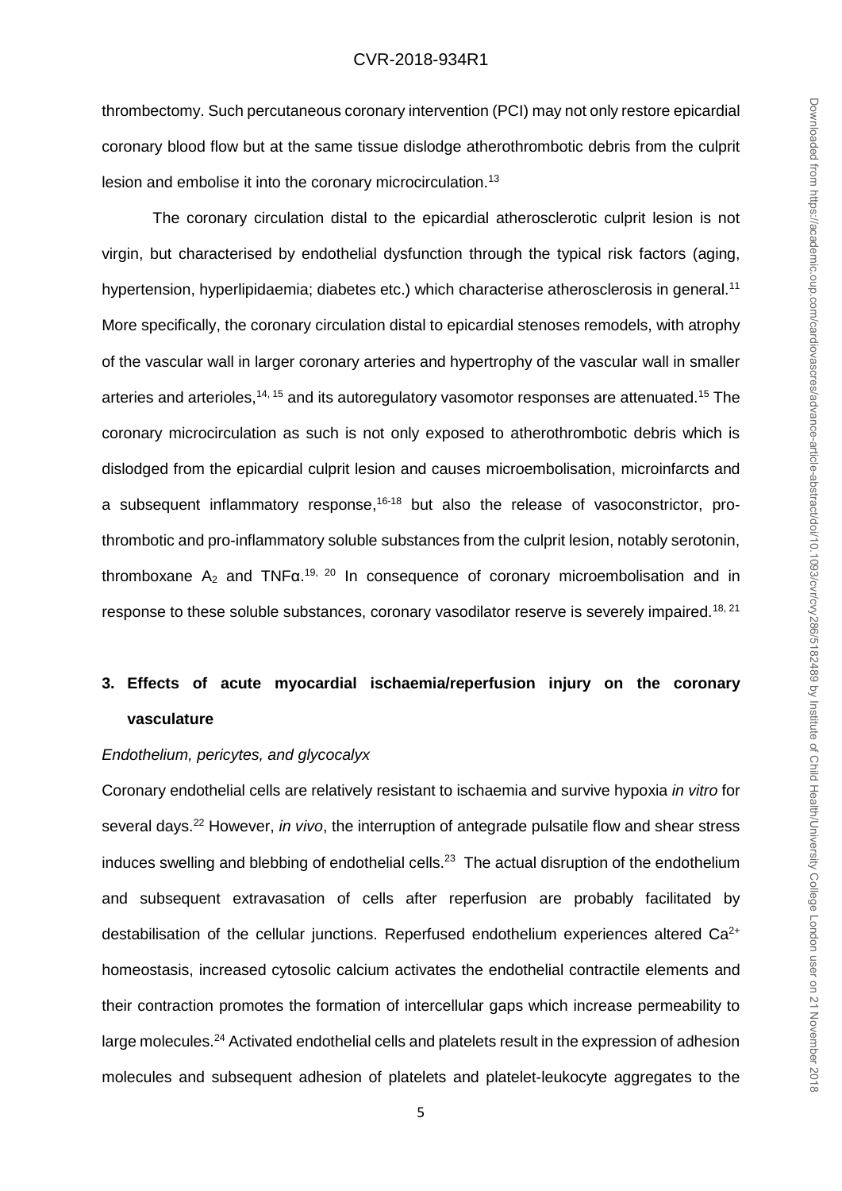thrombectomy. Such percutaneous coronary intervention (PCI) may not only restore epicardial coronary blood flow but at the same tissue dislodge atherothrombotic debris from the culprit lesion and embolise it into the coronary microcirculation.[13]

The coronary circulation distal to the epicardial atherosclerotic culprit lesion is not virgin, but characterised by endothelial dysfunction through the typical risk factors (aging, hypertension, hyperlipidaemia; diabetes etc.) which characterise atherosclerosis in general.[11] More specifically, the coronary circulation distal to epicardial stenoses remodels, with atrophy of the vascular wall in larger coronary arteries and hypertrophy of the vascular wall in smaller arteries and arterioles,[14, 15] and its autoregulatory vasomotor responses are attenuated.[15] The coronary microcirculation as such is not only exposed to atherothrombotic debris which is dislodged from the epicardial culprit lesion and causes microembolisation, microinfarcts and a subsequent inflammatory response,[16-18] but also the release of vasoconstrictor, pro-thrombotic and pro-inflammatory soluble substances from the culprit lesion, notably serotonin, thromboxane $A_2$ and TNFα.[19, 20] In consequence of coronary microembolisation and in response to these soluble substances, coronary vasodilator reserve is severely impaired.[18, 21]

## 3. Effects of acute myocardial ischaemia/reperfusion injury on the coronary vasculature

*Endothelium, pericytes, and glycocalyx*

Coronary endothelial cells are relatively resistant to ischaemia and survive hypoxia *in vitro* for several days.[22] However, *in vivo*, the interruption of antegrade pulsatile flow and shear stress induces swelling and blebbing of endothelial cells.[23] The actual disruption of the endothelium and subsequent extravasation of cells after reperfusion are probably facilitated by destabilisation of the cellular junctions. Reperfused endothelium experiences altered $Ca^{2+}$ homeostasis, increased cytosolic calcium activates the endothelial contractile elements and their contraction promotes the formation of intercellular gaps which increase permeability to large molecules.[24] Activated endothelial cells and platelets result in the expression of adhesion molecules and subsequent adhesion of platelets and platelet-leukocyte aggregates to the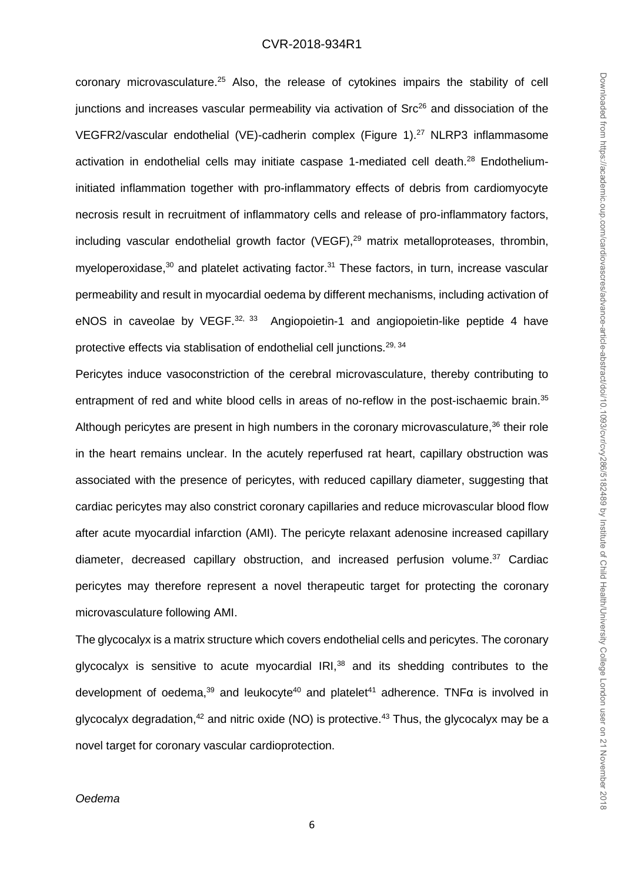coronary microvasculature.[25] Also, the release of cytokines impairs the stability of cell junctions and increases vascular permeability via activation of Src[26] and dissociation of the VEGFR2/vascular endothelial (VE)-cadherin complex (Figure 1).[27] NLRP3 inflammasome activation in endothelial cells may initiate caspase 1-mediated cell death.[28] Endothelium-initiated inflammation together with pro-inflammatory effects of debris from cardiomyocyte necrosis result in recruitment of inflammatory cells and release of pro-inflammatory factors, including vascular endothelial growth factor (VEGF),[29] matrix metalloproteases, thrombin, myeloperoxidase,[30] and platelet activating factor.[31] These factors, in turn, increase vascular permeability and result in myocardial oedema by different mechanisms, including activation of eNOS in caveolae by VEGF.[32, 33] Angiopoietin-1 and angiopoietin-like peptide 4 have protective effects via stablisation of endothelial cell junctions.[29, 34]

Pericytes induce vasoconstriction of the cerebral microvasculature, thereby contributing to entrapment of red and white blood cells in areas of no-reflow in the post-ischaemic brain.[35] Although pericytes are present in high numbers in the coronary microvasculature,[36] their role in the heart remains unclear. In the acutely reperfused rat heart, capillary obstruction was associated with the presence of pericytes, with reduced capillary diameter, suggesting that cardiac pericytes may also constrict coronary capillaries and reduce microvascular blood flow after acute myocardial infarction (AMI). The pericyte relaxant adenosine increased capillary diameter, decreased capillary obstruction, and increased perfusion volume.[37] Cardiac pericytes may therefore represent a novel therapeutic target for protecting the coronary microvasculature following AMI.

The glycocalyx is a matrix structure which covers endothelial cells and pericytes. The coronary glycocalyx is sensitive to acute myocardial IRI,[38] and its shedding contributes to the development of oedema,[39] and leukocyte[40] and platelet[41] adherence. TNFα is involved in glycocalyx degradation,[42] and nitric oxide (NO) is protective.[43] Thus, the glycocalyx may be a novel target for coronary vascular cardioprotection.

*Oedema*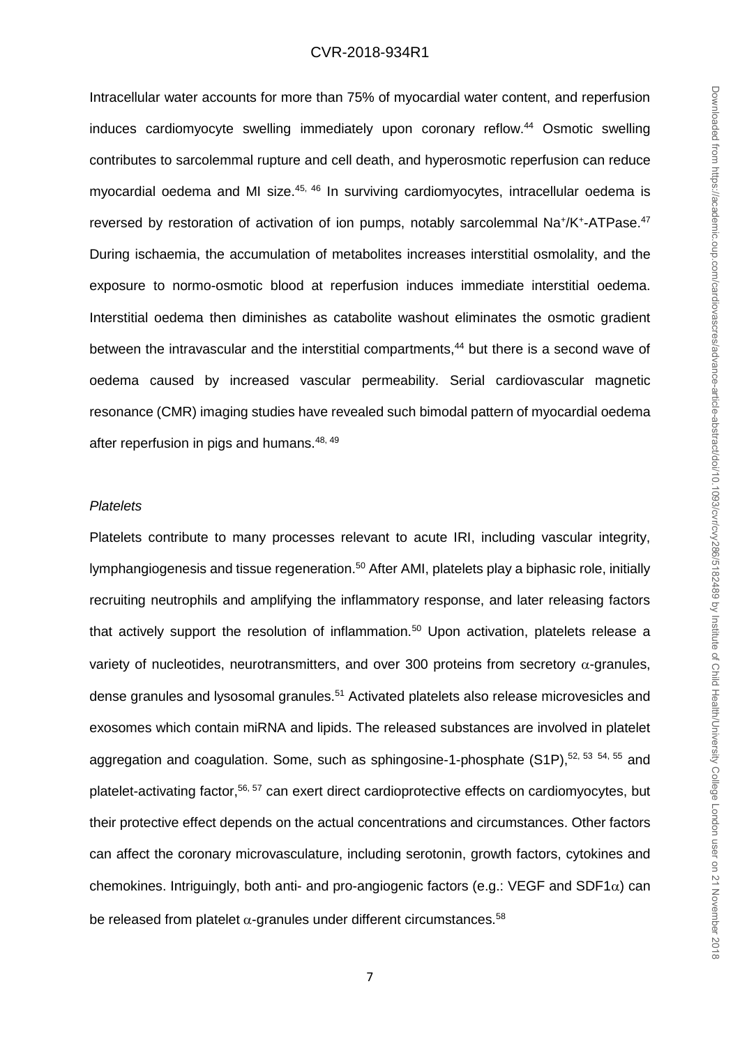Intracellular water accounts for more than 75% of myocardial water content, and reperfusion induces cardiomyocyte swelling immediately upon coronary reflow.[44] Osmotic swelling contributes to sarcolemmal rupture and cell death, and hyperosmotic reperfusion can reduce myocardial oedema and MI size.[45, 46] In surviving cardiomyocytes, intracellular oedema is reversed by restoration of activation of ion pumps, notably sarcolemmal $Na^+/K^+$-ATPase.[47] During ischaemia, the accumulation of metabolites increases interstitial osmolality, and the exposure to normo-osmotic blood at reperfusion induces immediate interstitial oedema. Interstitial oedema then diminishes as catabolite washout eliminates the osmotic gradient between the intravascular and the interstitial compartments,[44] but there is a second wave of oedema caused by increased vascular permeability. Serial cardiovascular magnetic resonance (CMR) imaging studies have revealed such bimodal pattern of myocardial oedema after reperfusion in pigs and humans.[48, 49]

*Platelets*

Platelets contribute to many processes relevant to acute IRI, including vascular integrity, lymphangiogenesis and tissue regeneration.[50] After AMI, platelets play a biphasic role, initially recruiting neutrophils and amplifying the inflammatory response, and later releasing factors that actively support the resolution of inflammation.[50] Upon activation, platelets release a variety of nucleotides, neurotransmitters, and over 300 proteins from secretory $\alpha$-granules, dense granules and lysosomal granules.[51] Activated platelets also release microvesicles and exosomes which contain miRNA and lipids. The released substances are involved in platelet aggregation and coagulation. Some, such as sphingosine-1-phosphate (S1P),[52, 53, 54, 55] and platelet-activating factor,[56, 57] can exert direct cardioprotective effects on cardiomyocytes, but their protective effect depends on the actual concentrations and circumstances. Other factors can affect the coronary microvasculature, including serotonin, growth factors, cytokines and chemokines. Intriguingly, both anti- and pro-angiogenic factors (e.g.: VEGF and SDF1$\alpha$) can be released from platelet $\alpha$-granules under different circumstances.[58]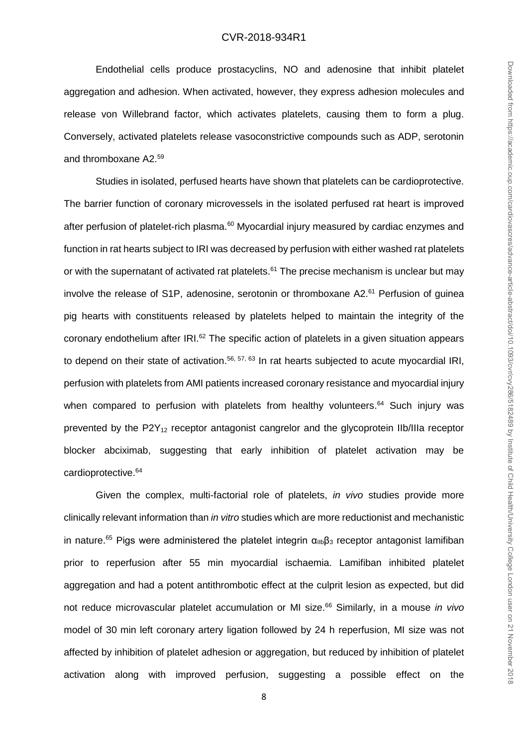Endothelial cells produce prostacyclins, NO and adenosine that inhibit platelet aggregation and adhesion. When activated, however, they express adhesion molecules and release von Willebrand factor, which activates platelets, causing them to form a plug. Conversely, activated platelets release vasoconstrictive compounds such as ADP, serotonin and thromboxane A2.[59]

Studies in isolated, perfused hearts have shown that platelets can be cardioprotective. The barrier function of coronary microvessels in the isolated perfused rat heart is improved after perfusion of platelet-rich plasma.[60] Myocardial injury measured by cardiac enzymes and function in rat hearts subject to IRI was decreased by perfusion with either washed rat platelets or with the supernatant of activated rat platelets.[61] The precise mechanism is unclear but may involve the release of S1P, adenosine, serotonin or thromboxane A2.[61] Perfusion of guinea pig hearts with constituents released by platelets helped to maintain the integrity of the coronary endothelium after IRI.[62] The specific action of platelets in a given situation appears to depend on their state of activation.[56, 57, 63] In rat hearts subjected to acute myocardial IRI, perfusion with platelets from AMI patients increased coronary resistance and myocardial injury when compared to perfusion with platelets from healthy volunteers.[64] Such injury was prevented by the $P2Y_{12}$ receptor antagonist cangrelor and the glycoprotein IIb/IIIa receptor blocker abciximab, suggesting that early inhibition of platelet activation may be cardioprotective.[64]

Given the complex, multi-factorial role of platelets, *in vivo* studies provide more clinically relevant information than *in vitro* studies which are more reductionist and mechanistic in nature.[65] Pigs were administered the platelet integrin $\alpha_{IIb}\beta_3$ receptor antagonist lamifiban prior to reperfusion after 55 min myocardial ischaemia. Lamifiban inhibited platelet aggregation and had a potent antithrombotic effect at the culprit lesion as expected, but did not reduce microvascular platelet accumulation or MI size.[66] Similarly, in a mouse *in vivo* model of 30 min left coronary artery ligation followed by 24 h reperfusion, MI size was not affected by inhibition of platelet adhesion or aggregation, but reduced by inhibition of platelet activation along with improved perfusion, suggesting a possible effect on the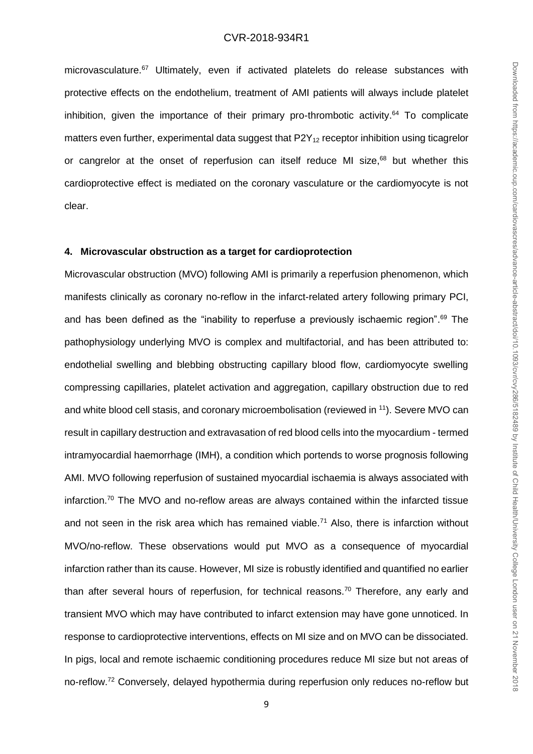microvasculature.[67] Ultimately, even if activated platelets do release substances with protective effects on the endothelium, treatment of AMI patients will always include platelet inhibition, given the importance of their primary pro-thrombotic activity.[64] To complicate matters even further, experimental data suggest that $P2Y_{12}$ receptor inhibition using ticagrelor or cangrelor at the onset of reperfusion can itself reduce MI size,[68] but whether this cardioprotective effect is mediated on the coronary vasculature or the cardiomyocyte is not clear.

## 4. Microvascular obstruction as a target for cardioprotection

Microvascular obstruction (MVO) following AMI is primarily a reperfusion phenomenon, which manifests clinically as coronary no-reflow in the infarct-related artery following primary PCI, and has been defined as the "inability to reperfuse a previously ischaemic region".[69] The pathophysiology underlying MVO is complex and multifactorial, and has been attributed to: endothelial swelling and blebbing obstructing capillary blood flow, cardiomyocyte swelling compressing capillaries, platelet activation and aggregation, capillary obstruction due to red and white blood cell stasis, and coronary microembolisation (reviewed in [11]). Severe MVO can result in capillary destruction and extravasation of red blood cells into the myocardium - termed intramyocardial haemorrhage (IMH), a condition which portends to worse prognosis following AMI. MVO following reperfusion of sustained myocardial ischaemia is always associated with infarction.[70] The MVO and no-reflow areas are always contained within the infarcted tissue and not seen in the risk area which has remained viable.[71] Also, there is infarction without MVO/no-reflow. These observations would put MVO as a consequence of myocardial infarction rather than its cause. However, MI size is robustly identified and quantified no earlier than after several hours of reperfusion, for technical reasons.[70] Therefore, any early and transient MVO which may have contributed to infarct extension may have gone unnoticed. In response to cardioprotective interventions, effects on MI size and on MVO can be dissociated. In pigs, local and remote ischaemic conditioning procedures reduce MI size but not areas of no-reflow.[72] Conversely, delayed hypothermia during reperfusion only reduces no-reflow but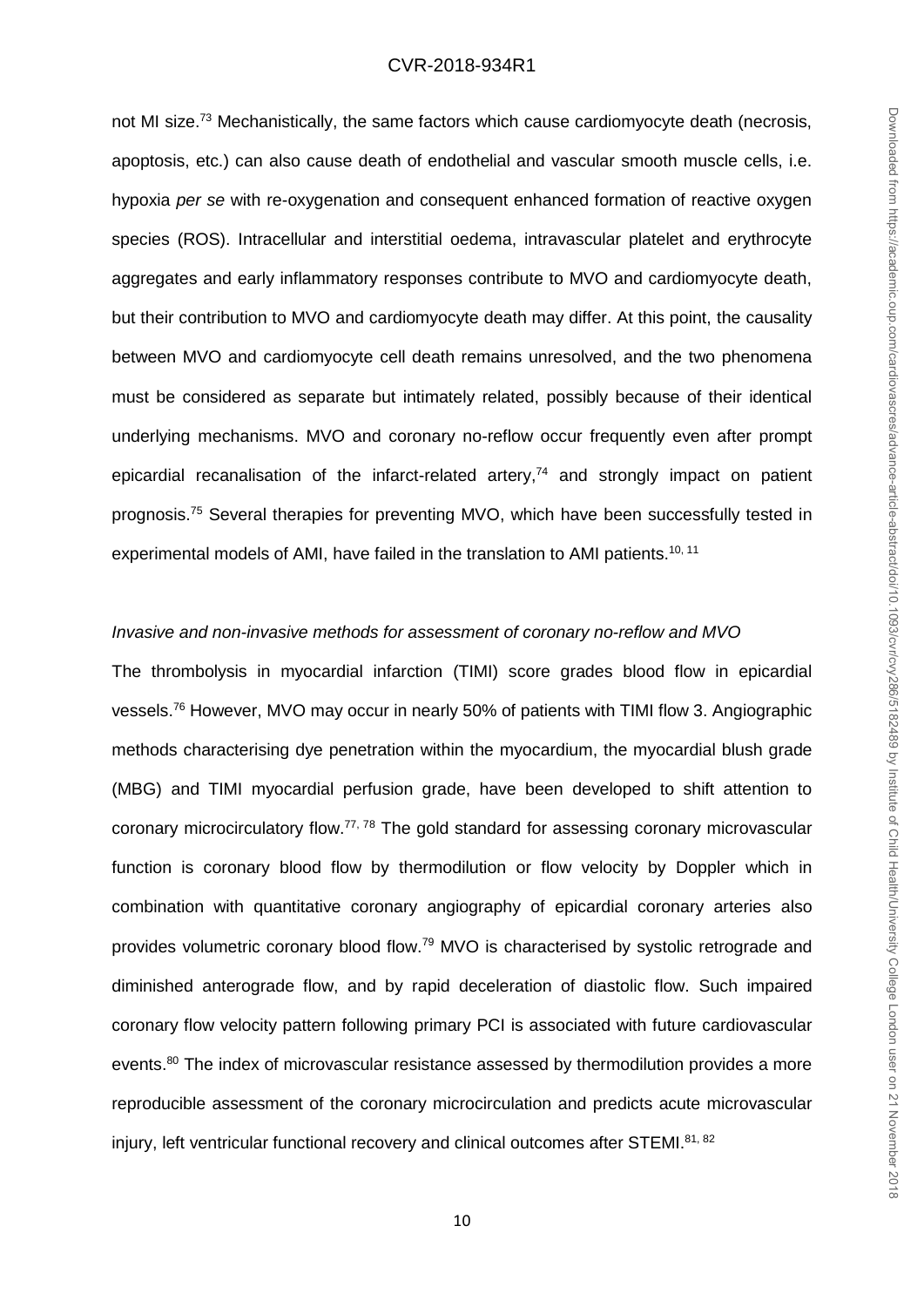not MI size.[73] Mechanistically, the same factors which cause cardiomyocyte death (necrosis, apoptosis, etc.) can also cause death of endothelial and vascular smooth muscle cells, i.e. hypoxia *per se* with re-oxygenation and consequent enhanced formation of reactive oxygen species (ROS). Intracellular and interstitial oedema, intravascular platelet and erythrocyte aggregates and early inflammatory responses contribute to MVO and cardiomyocyte death, but their contribution to MVO and cardiomyocyte death may differ. At this point, the causality between MVO and cardiomyocyte cell death remains unresolved, and the two phenomena must be considered as separate but intimately related, possibly because of their identical underlying mechanisms. MVO and coronary no-reflow occur frequently even after prompt epicardial recanalisation of the infarct-related artery,[74] and strongly impact on patient prognosis.[75] Several therapies for preventing MVO, which have been successfully tested in experimental models of AMI, have failed in the translation to AMI patients.[10, 11]

*Invasive and non-invasive methods for assessment of coronary no-reflow and MVO*

The thrombolysis in myocardial infarction (TIMI) score grades blood flow in epicardial vessels.[76] However, MVO may occur in nearly 50% of patients with TIMI flow 3. Angiographic methods characterising dye penetration within the myocardium, the myocardial blush grade (MBG) and TIMI myocardial perfusion grade, have been developed to shift attention to coronary microcirculatory flow.[77, 78] The gold standard for assessing coronary microvascular function is coronary blood flow by thermodilution or flow velocity by Doppler which in combination with quantitative coronary angiography of epicardial coronary arteries also provides volumetric coronary blood flow.[79] MVO is characterised by systolic retrograde and diminished anterograde flow, and by rapid deceleration of diastolic flow. Such impaired coronary flow velocity pattern following primary PCI is associated with future cardiovascular events.[80] The index of microvascular resistance assessed by thermodilution provides a more reproducible assessment of the coronary microcirculation and predicts acute microvascular injury, left ventricular functional recovery and clinical outcomes after STEMI.[81, 82]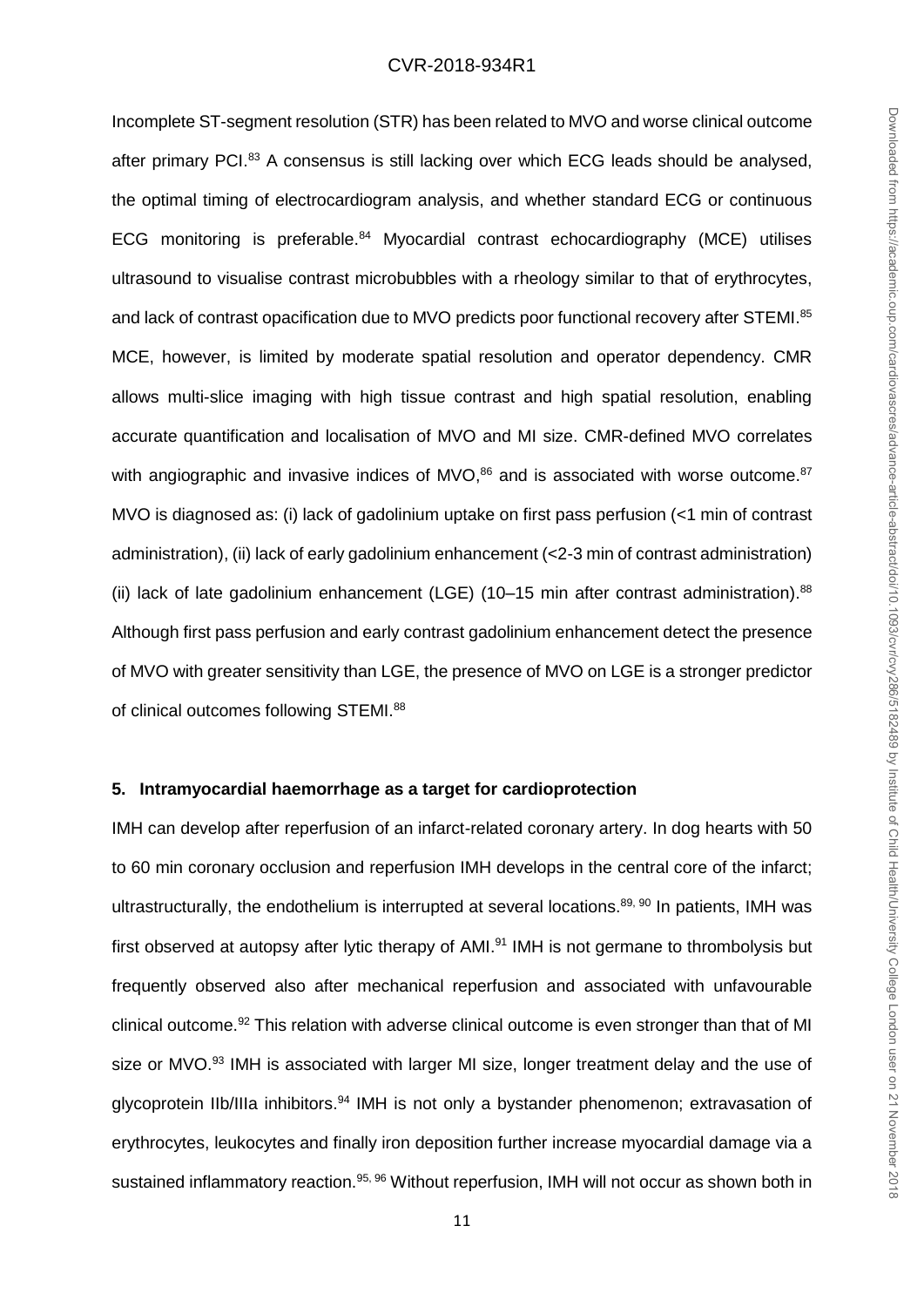Incomplete ST-segment resolution (STR) has been related to MVO and worse clinical outcome after primary PCI.[83] A consensus is still lacking over which ECG leads should be analysed, the optimal timing of electrocardiogram analysis, and whether standard ECG or continuous ECG monitoring is preferable.[84] Myocardial contrast echocardiography (MCE) utilises ultrasound to visualise contrast microbubbles with a rheology similar to that of erythrocytes, and lack of contrast opacification due to MVO predicts poor functional recovery after STEMI.[85] MCE, however, is limited by moderate spatial resolution and operator dependency. CMR allows multi-slice imaging with high tissue contrast and high spatial resolution, enabling accurate quantification and localisation of MVO and MI size. CMR-defined MVO correlates with angiographic and invasive indices of MVO,[86] and is associated with worse outcome.[87] MVO is diagnosed as: (i) lack of gadolinium uptake on first pass perfusion (<1 min of contrast administration), (ii) lack of early gadolinium enhancement (<2-3 min of contrast administration) (ii) lack of late gadolinium enhancement (LGE) (10–15 min after contrast administration).[88] Although first pass perfusion and early contrast gadolinium enhancement detect the presence of MVO with greater sensitivity than LGE, the presence of MVO on LGE is a stronger predictor of clinical outcomes following STEMI.[88]

## 5. Intramyocardial haemorrhage as a target for cardioprotection

IMH can develop after reperfusion of an infarct-related coronary artery. In dog hearts with 50 to 60 min coronary occlusion and reperfusion IMH develops in the central core of the infarct; ultrastructurally, the endothelium is interrupted at several locations.[89, 90] In patients, IMH was first observed at autopsy after lytic therapy of AMI.[91] IMH is not germane to thrombolysis but frequently observed also after mechanical reperfusion and associated with unfavourable clinical outcome.[92] This relation with adverse clinical outcome is even stronger than that of MI size or MVO.[93] IMH is associated with larger MI size, longer treatment delay and the use of glycoprotein IIb/IIIa inhibitors.[94] IMH is not only a bystander phenomenon; extravasation of erythrocytes, leukocytes and finally iron deposition further increase myocardial damage via a sustained inflammatory reaction.[95, 96] Without reperfusion, IMH will not occur as shown both in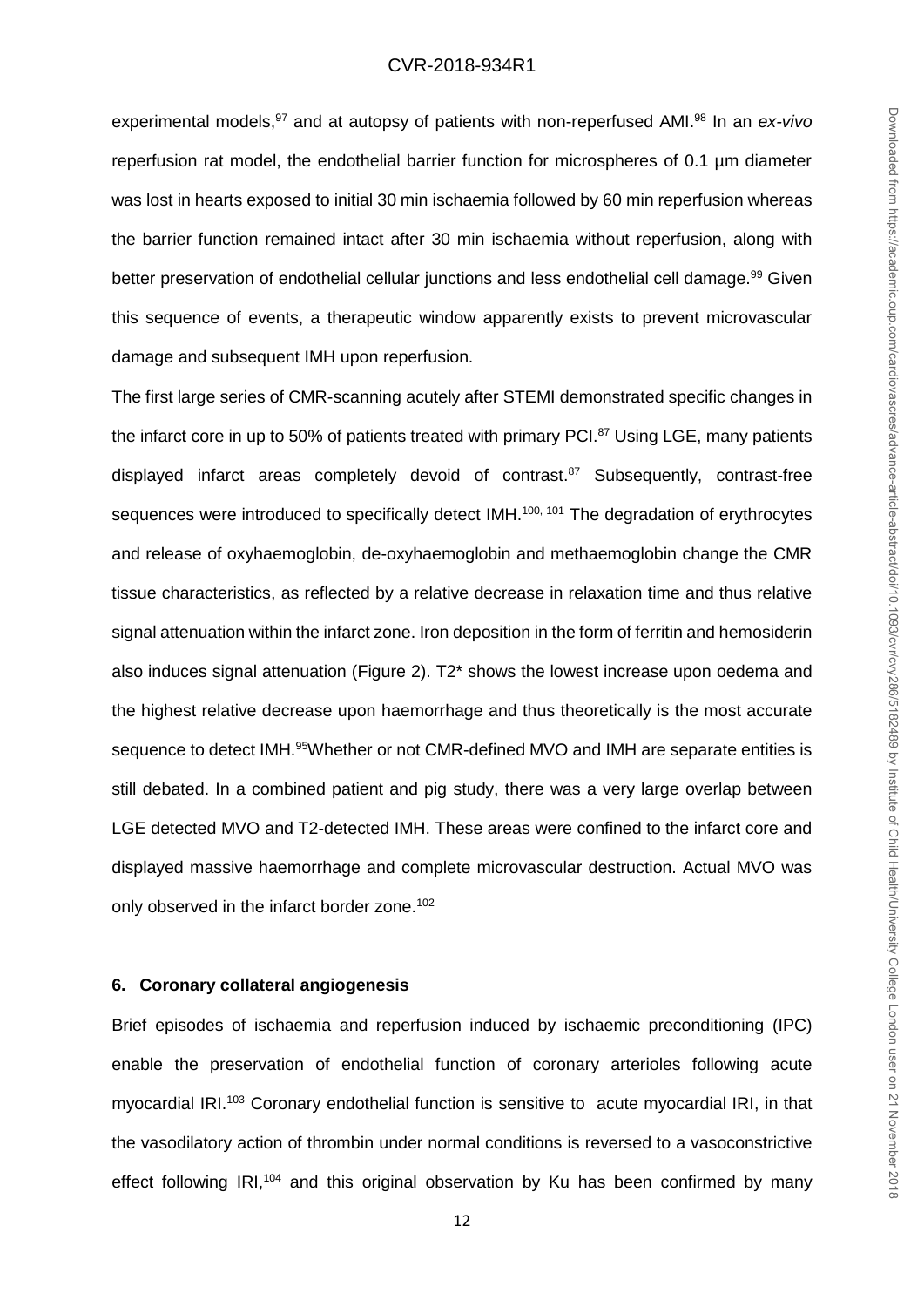experimental models,[97] and at autopsy of patients with non-reperfused AMI.[98] In an *ex-vivo* reperfusion rat model, the endothelial barrier function for microspheres of 0.1 µm diameter was lost in hearts exposed to initial 30 min ischaemia followed by 60 min reperfusion whereas the barrier function remained intact after 30 min ischaemia without reperfusion, along with better preservation of endothelial cellular junctions and less endothelial cell damage.[99] Given this sequence of events, a therapeutic window apparently exists to prevent microvascular damage and subsequent IMH upon reperfusion.

The first large series of CMR-scanning acutely after STEMI demonstrated specific changes in the infarct core in up to 50% of patients treated with primary PCI.[87] Using LGE, many patients displayed infarct areas completely devoid of contrast.[87] Subsequently, contrast-free sequences were introduced to specifically detect IMH.[100, 101] The degradation of erythrocytes and release of oxyhaemoglobin, de-oxyhaemoglobin and methaemoglobin change the CMR tissue characteristics, as reflected by a relative decrease in relaxation time and thus relative signal attenuation within the infarct zone. Iron deposition in the form of ferritin and hemosiderin also induces signal attenuation (Figure 2). T2* shows the lowest increase upon oedema and the highest relative decrease upon haemorrhage and thus theoretically is the most accurate sequence to detect IMH.[95]Whether or not CMR-defined MVO and IMH are separate entities is still debated. In a combined patient and pig study, there was a very large overlap between LGE detected MVO and T2-detected IMH. These areas were confined to the infarct core and displayed massive haemorrhage and complete microvascular destruction. Actual MVO was only observed in the infarct border zone.[102]

## 6. Coronary collateral angiogenesis

Brief episodes of ischaemia and reperfusion induced by ischaemic preconditioning (IPC) enable the preservation of endothelial function of coronary arterioles following acute myocardial IRI.[103] Coronary endothelial function is sensitive to acute myocardial IRI, in that the vasodilatory action of thrombin under normal conditions is reversed to a vasoconstrictive effect following IRI,[104] and this original observation by Ku has been confirmed by many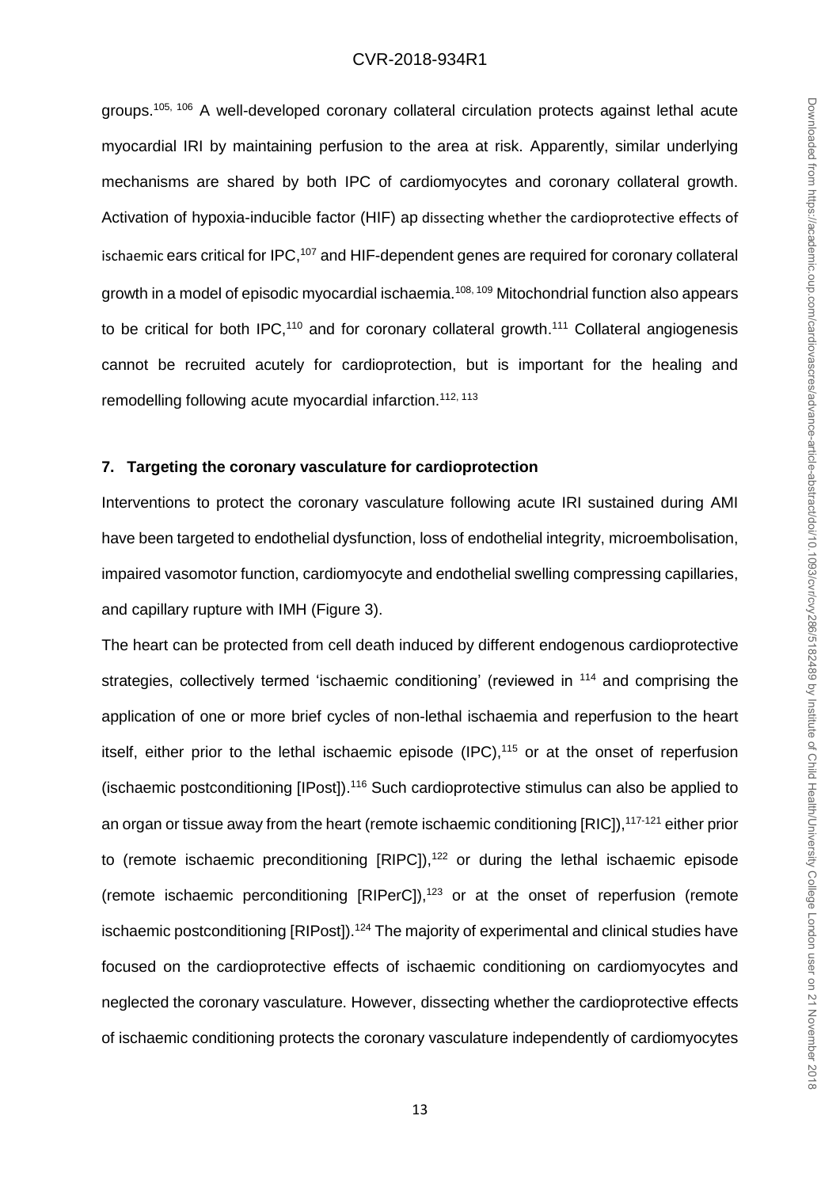groups.[105, 106] A well-developed coronary collateral circulation protects against lethal acute myocardial IRI by maintaining perfusion to the area at risk. Apparently, similar underlying mechanisms are shared by both IPC of cardiomyocytes and coronary collateral growth. Activation of hypoxia-inducible factor (HIF) ap dissecting whether the cardioprotective effects of ischaemic ears critical for IPC,[107] and HIF-dependent genes are required for coronary collateral growth in a model of episodic myocardial ischaemia.[108, 109] Mitochondrial function also appears to be critical for both IPC,[110] and for coronary collateral growth.[111] Collateral angiogenesis cannot be recruited acutely for cardioprotection, but is important for the healing and remodelling following acute myocardial infarction.[112, 113]

## 7. Targeting the coronary vasculature for cardioprotection

Interventions to protect the coronary vasculature following acute IRI sustained during AMI have been targeted to endothelial dysfunction, loss of endothelial integrity, microembolisation, impaired vasomotor function, cardiomyocyte and endothelial swelling compressing capillaries, and capillary rupture with IMH (Figure 3).

The heart can be protected from cell death induced by different endogenous cardioprotective strategies, collectively termed 'ischaemic conditioning' (reviewed in [114] and comprising the application of one or more brief cycles of non-lethal ischaemia and reperfusion to the heart itself, either prior to the lethal ischaemic episode (IPC),[115] or at the onset of reperfusion (ischaemic postconditioning [IPost]).[116] Such cardioprotective stimulus can also be applied to an organ or tissue away from the heart (remote ischaemic conditioning [RIC]),[117-121] either prior to (remote ischaemic preconditioning [RIPC]),[122] or during the lethal ischaemic episode (remote ischaemic perconditioning [RIPerC]),[123] or at the onset of reperfusion (remote ischaemic postconditioning [RIPost]).[124] The majority of experimental and clinical studies have focused on the cardioprotective effects of ischaemic conditioning on cardiomyocytes and neglected the coronary vasculature. However, dissecting whether the cardioprotective effects of ischaemic conditioning protects the coronary vasculature independently of cardiomyocytes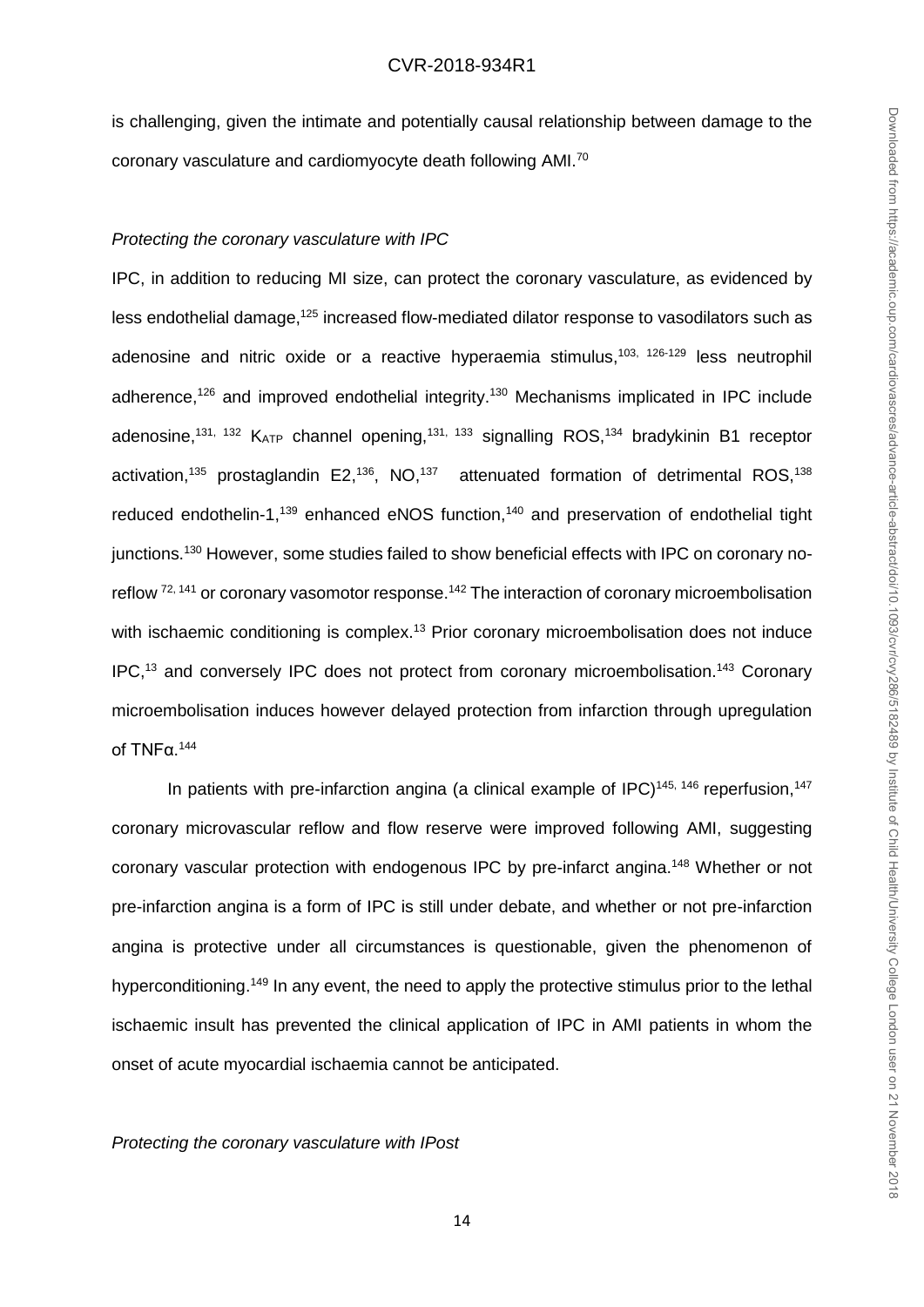is challenging, given the intimate and potentially causal relationship between damage to the coronary vasculature and cardiomyocyte death following AMI.[70]

*Protecting the coronary vasculature with IPC*

IPC, in addition to reducing MI size, can protect the coronary vasculature, as evidenced by less endothelial damage,[125] increased flow-mediated dilator response to vasodilators such as adenosine and nitric oxide or a reactive hyperaemia stimulus,[103, 126-129] less neutrophil adherence,[126] and improved endothelial integrity.[130] Mechanisms implicated in IPC include adenosine,[131, 132] $K_{ATP}$ channel opening,[131, 133] signalling ROS,[134] bradykinin B1 receptor activation,[135] prostaglandin E2,[136], NO,[137] attenuated formation of detrimental ROS,[138] reduced endothelin-1,[139] enhanced eNOS function,[140] and preservation of endothelial tight junctions.[130] However, some studies failed to show beneficial effects with IPC on coronary no-reflow [72, 141] or coronary vasomotor response.[142] The interaction of coronary microembolisation with ischaemic conditioning is complex.[13] Prior coronary microembolisation does not induce IPC,[13] and conversely IPC does not protect from coronary microembolisation.[143] Coronary microembolisation induces however delayed protection from infarction through upregulation of TNFα.[144]

In patients with pre-infarction angina (a clinical example of IPC)[145, 146] reperfusion,[147] coronary microvascular reflow and flow reserve were improved following AMI, suggesting coronary vascular protection with endogenous IPC by pre-infarct angina.[148] Whether or not pre-infarction angina is a form of IPC is still under debate, and whether or not pre-infarction angina is protective under all circumstances is questionable, given the phenomenon of hyperconditioning.[149] In any event, the need to apply the protective stimulus prior to the lethal ischaemic insult has prevented the clinical application of IPC in AMI patients in whom the onset of acute myocardial ischaemia cannot be anticipated.

*Protecting the coronary vasculature with IPost*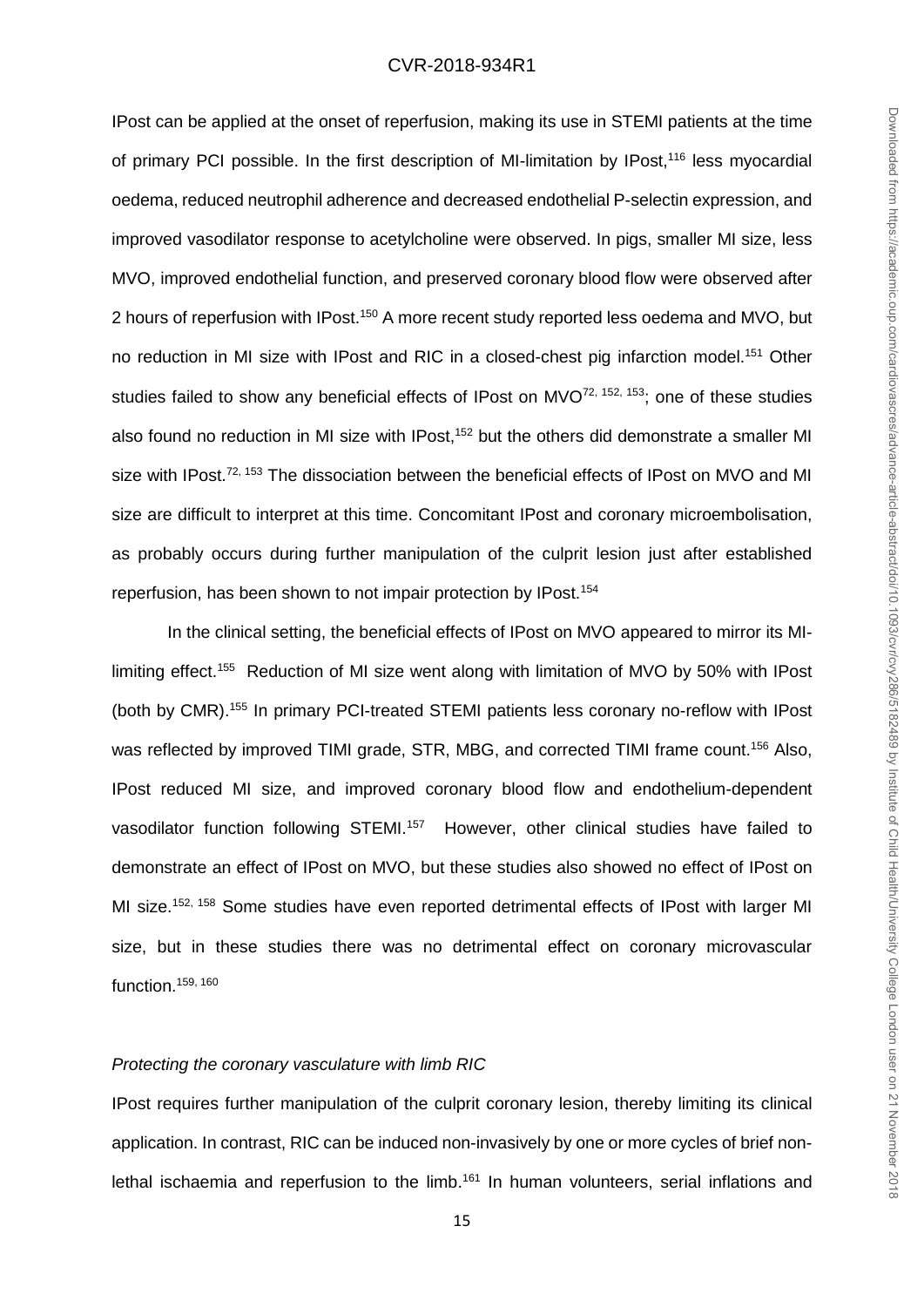IPost can be applied at the onset of reperfusion, making its use in STEMI patients at the time of primary PCI possible. In the first description of MI-limitation by IPost,[116] less myocardial oedema, reduced neutrophil adherence and decreased endothelial P-selectin expression, and improved vasodilator response to acetylcholine were observed. In pigs, smaller MI size, less MVO, improved endothelial function, and preserved coronary blood flow were observed after 2 hours of reperfusion with IPost.[150] A more recent study reported less oedema and MVO, but no reduction in MI size with IPost and RIC in a closed-chest pig infarction model.[151] Other studies failed to show any beneficial effects of IPost on MVO[72, 152, 153]; one of these studies also found no reduction in MI size with IPost,[152] but the others did demonstrate a smaller MI size with IPost.[72, 153] The dissociation between the beneficial effects of IPost on MVO and MI size are difficult to interpret at this time. Concomitant IPost and coronary microembolisation, as probably occurs during further manipulation of the culprit lesion just after established reperfusion, has been shown to not impair protection by IPost.[154]

In the clinical setting, the beneficial effects of IPost on MVO appeared to mirror its MI-limiting effect.[155] Reduction of MI size went along with limitation of MVO by 50% with IPost (both by CMR).[155] In primary PCI-treated STEMI patients less coronary no-reflow with IPost was reflected by improved TIMI grade, STR, MBG, and corrected TIMI frame count.[156] Also, IPost reduced MI size, and improved coronary blood flow and endothelium-dependent vasodilator function following STEMI.[157] However, other clinical studies have failed to demonstrate an effect of IPost on MVO, but these studies also showed no effect of IPost on MI size.[152, 158] Some studies have even reported detrimental effects of IPost with larger MI size, but in these studies there was no detrimental effect on coronary microvascular function.[159, 160]

*Protecting the coronary vasculature with limb RIC*

IPost requires further manipulation of the culprit coronary lesion, thereby limiting its clinical application. In contrast, RIC can be induced non-invasively by one or more cycles of brief non-lethal ischaemia and reperfusion to the limb.[161] In human volunteers, serial inflations and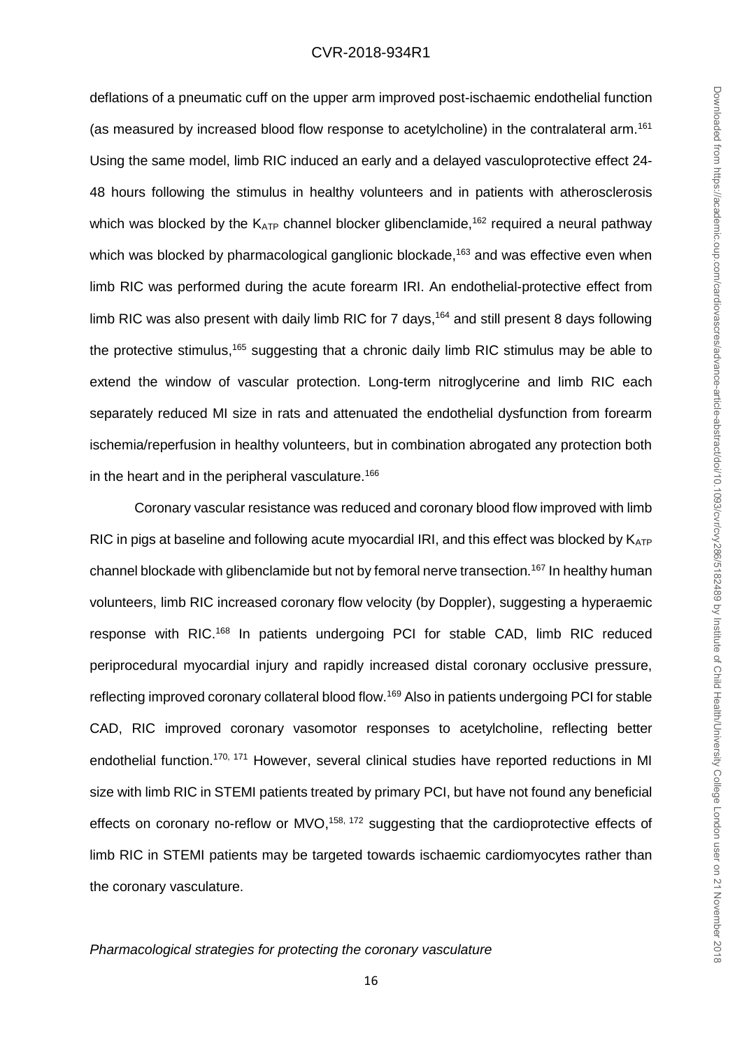deflations of a pneumatic cuff on the upper arm improved post-ischaemic endothelial function (as measured by increased blood flow response to acetylcholine) in the contralateral arm.[161] Using the same model, limb RIC induced an early and a delayed vasculoprotective effect 24-48 hours following the stimulus in healthy volunteers and in patients with atherosclerosis which was blocked by the $K_{ATP}$ channel blocker glibenclamide,[162] required a neural pathway which was blocked by pharmacological ganglionic blockade,[163] and was effective even when limb RIC was performed during the acute forearm IRI. An endothelial-protective effect from limb RIC was also present with daily limb RIC for 7 days,[164] and still present 8 days following the protective stimulus,[165] suggesting that a chronic daily limb RIC stimulus may be able to extend the window of vascular protection. Long-term nitroglycerine and limb RIC each separately reduced MI size in rats and attenuated the endothelial dysfunction from forearm ischemia/reperfusion in healthy volunteers, but in combination abrogated any protection both in the heart and in the peripheral vasculature.[166]

Coronary vascular resistance was reduced and coronary blood flow improved with limb RIC in pigs at baseline and following acute myocardial IRI, and this effect was blocked by $K_{ATP}$ channel blockade with glibenclamide but not by femoral nerve transection.[167] In healthy human volunteers, limb RIC increased coronary flow velocity (by Doppler), suggesting a hyperaemic response with RIC.[168] In patients undergoing PCI for stable CAD, limb RIC reduced periprocedural myocardial injury and rapidly increased distal coronary occlusive pressure, reflecting improved coronary collateral blood flow.[169] Also in patients undergoing PCI for stable CAD, RIC improved coronary vasomotor responses to acetylcholine, reflecting better endothelial function.[170, 171] However, several clinical studies have reported reductions in MI size with limb RIC in STEMI patients treated by primary PCI, but have not found any beneficial effects on coronary no-reflow or MVO,[158, 172] suggesting that the cardioprotective effects of limb RIC in STEMI patients may be targeted towards ischaemic cardiomyocytes rather than the coronary vasculature.

*Pharmacological strategies for protecting the coronary vasculature*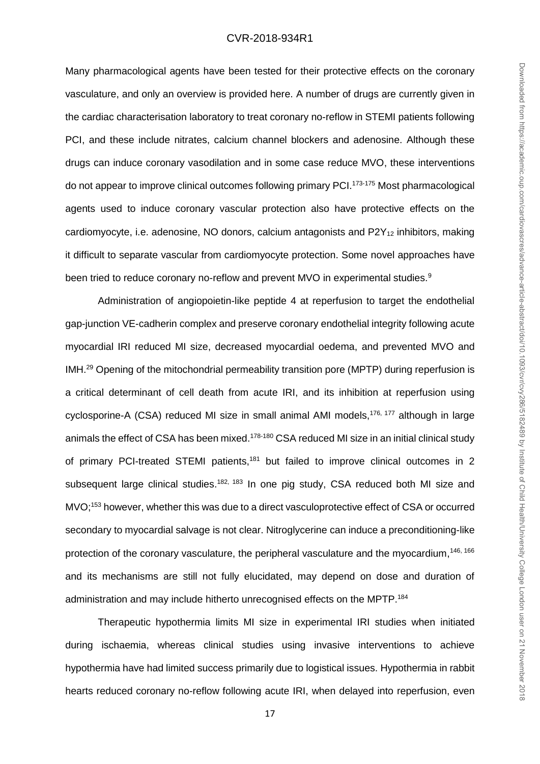Many pharmacological agents have been tested for their protective effects on the coronary vasculature, and only an overview is provided here. A number of drugs are currently given in the cardiac characterisation laboratory to treat coronary no-reflow in STEMI patients following PCI, and these include nitrates, calcium channel blockers and adenosine. Although these drugs can induce coronary vasodilation and in some case reduce MVO, these interventions do not appear to improve clinical outcomes following primary PCI.[173-175] Most pharmacological agents used to induce coronary vascular protection also have protective effects on the cardiomyocyte, i.e. adenosine, NO donors, calcium antagonists and $P2Y_{12}$ inhibitors, making it difficult to separate vascular from cardiomyocyte protection. Some novel approaches have been tried to reduce coronary no-reflow and prevent MVO in experimental studies.[9]

Administration of angiopoietin-like peptide 4 at reperfusion to target the endothelial gap-junction VE-cadherin complex and preserve coronary endothelial integrity following acute myocardial IRI reduced MI size, decreased myocardial oedema, and prevented MVO and IMH.[29] Opening of the mitochondrial permeability transition pore (MPTP) during reperfusion is a critical determinant of cell death from acute IRI, and its inhibition at reperfusion using cyclosporine-A (CSA) reduced MI size in small animal AMI models,[176, 177] although in large animals the effect of CSA has been mixed.[178-180] CSA reduced MI size in an initial clinical study of primary PCI-treated STEMI patients,[181] but failed to improve clinical outcomes in 2 subsequent large clinical studies.[182, 183] In one pig study, CSA reduced both MI size and MVO;[153] however, whether this was due to a direct vasculoprotective effect of CSA or occurred secondary to myocardial salvage is not clear. Nitroglycerine can induce a preconditioning-like protection of the coronary vasculature, the peripheral vasculature and the myocardium,[146, 166] and its mechanisms are still not fully elucidated, may depend on dose and duration of administration and may include hitherto unrecognised effects on the MPTP.[184]

Therapeutic hypothermia limits MI size in experimental IRI studies when initiated during ischaemia, whereas clinical studies using invasive interventions to achieve hypothermia have had limited success primarily due to logistical issues. Hypothermia in rabbit hearts reduced coronary no-reflow following acute IRI, when delayed into reperfusion, even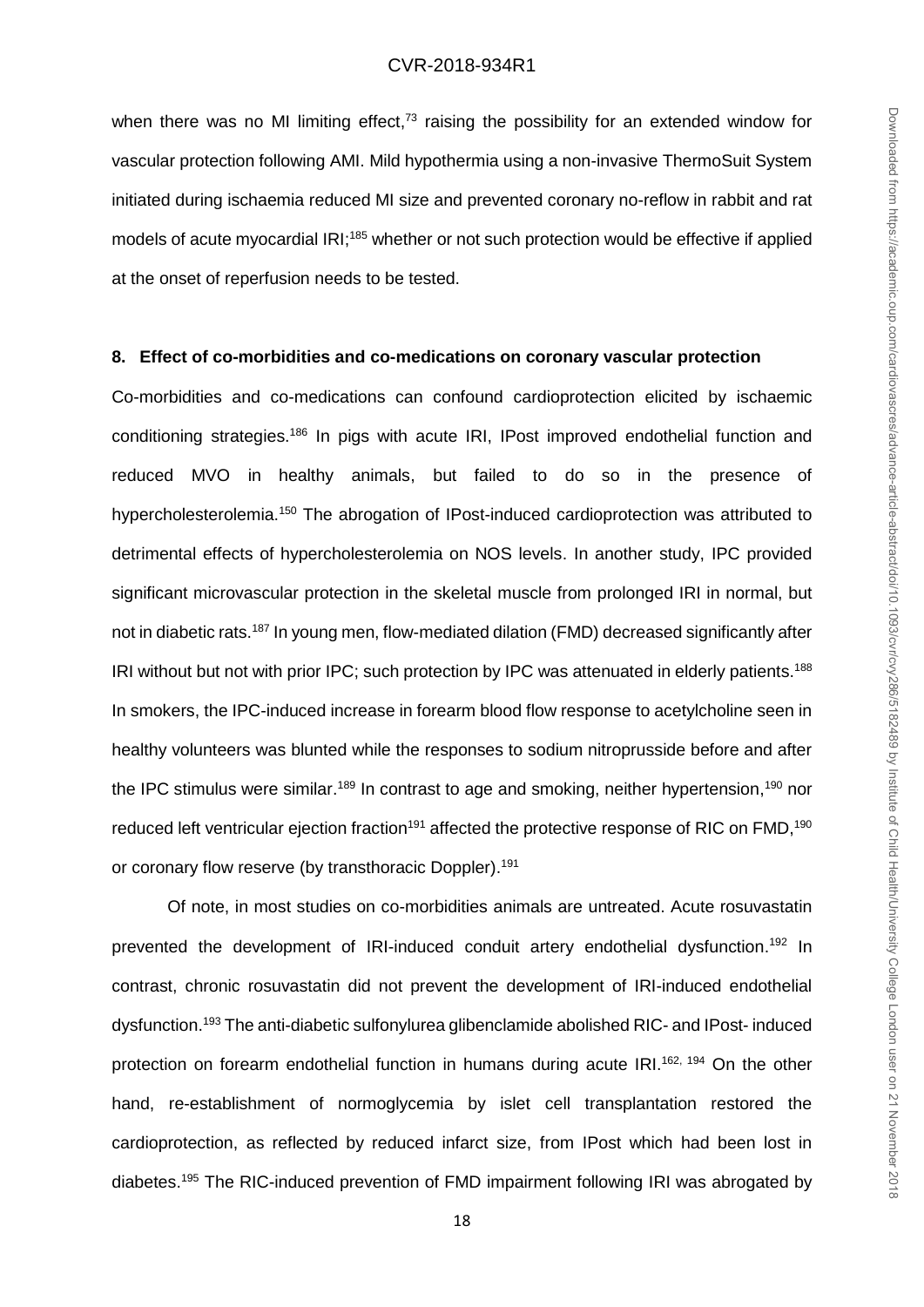when there was no MI limiting effect,[73] raising the possibility for an extended window for vascular protection following AMI. Mild hypothermia using a non-invasive ThermoSuit System initiated during ischaemia reduced MI size and prevented coronary no-reflow in rabbit and rat models of acute myocardial IRI;[185] whether or not such protection would be effective if applied at the onset of reperfusion needs to be tested.

## 8. Effect of co-morbidities and co-medications on coronary vascular protection

Co-morbidities and co-medications can confound cardioprotection elicited by ischaemic conditioning strategies.[186] In pigs with acute IRI, IPost improved endothelial function and reduced MVO in healthy animals, but failed to do so in the presence of hypercholesterolemia.[150] The abrogation of IPost-induced cardioprotection was attributed to detrimental effects of hypercholesterolemia on NOS levels. In another study, IPC provided significant microvascular protection in the skeletal muscle from prolonged IRI in normal, but not in diabetic rats.[187] In young men, flow-mediated dilation (FMD) decreased significantly after IRI without but not with prior IPC; such protection by IPC was attenuated in elderly patients.[188] In smokers, the IPC-induced increase in forearm blood flow response to acetylcholine seen in healthy volunteers was blunted while the responses to sodium nitroprusside before and after the IPC stimulus were similar.[189] In contrast to age and smoking, neither hypertension,[190] nor reduced left ventricular ejection fraction[191] affected the protective response of RIC on FMD,[190] or coronary flow reserve (by transthoracic Doppler).[191]

Of note, in most studies on co-morbidities animals are untreated. Acute rosuvastatin prevented the development of IRI-induced conduit artery endothelial dysfunction.[192] In contrast, chronic rosuvastatin did not prevent the development of IRI-induced endothelial dysfunction.[193] The anti-diabetic sulfonylurea glibenclamide abolished RIC- and IPost- induced protection on forearm endothelial function in humans during acute IRI.[162, 194] On the other hand, re-establishment of normoglycemia by islet cell transplantation restored the cardioprotection, as reflected by reduced infarct size, from IPost which had been lost in diabetes.[195] The RIC-induced prevention of FMD impairment following IRI was abrogated by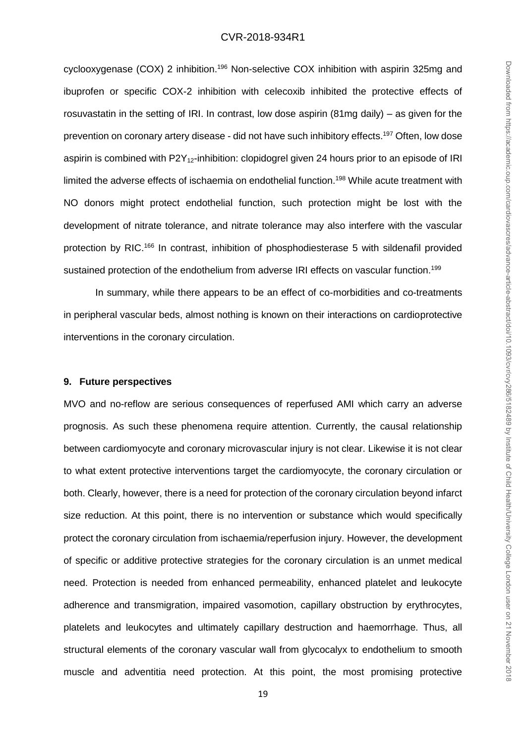cyclooxygenase (COX) 2 inhibition.[196] Non-selective COX inhibition with aspirin 325mg and ibuprofen or specific COX-2 inhibition with celecoxib inhibited the protective effects of rosuvastatin in the setting of IRI. In contrast, low dose aspirin (81mg daily) – as given for the prevention on coronary artery disease - did not have such inhibitory effects.[197] Often, low dose aspirin is combined with $P2Y_{12}$-inhibition: clopidogrel given 24 hours prior to an episode of IRI limited the adverse effects of ischaemia on endothelial function.[198] While acute treatment with NO donors might protect endothelial function, such protection might be lost with the development of nitrate tolerance, and nitrate tolerance may also interfere with the vascular protection by RIC.[166] In contrast, inhibition of phosphodiesterase 5 with sildenafil provided sustained protection of the endothelium from adverse IRI effects on vascular function.[199]

In summary, while there appears to be an effect of co-morbidities and co-treatments in peripheral vascular beds, almost nothing is known on their interactions on cardioprotective interventions in the coronary circulation.

## 9. Future perspectives

MVO and no-reflow are serious consequences of reperfused AMI which carry an adverse prognosis. As such these phenomena require attention. Currently, the causal relationship between cardiomyocyte and coronary microvascular injury is not clear. Likewise it is not clear to what extent protective interventions target the cardiomyocyte, the coronary circulation or both. Clearly, however, there is a need for protection of the coronary circulation beyond infarct size reduction. At this point, there is no intervention or substance which would specifically protect the coronary circulation from ischaemia/reperfusion injury. However, the development of specific or additive protective strategies for the coronary circulation is an unmet medical need. Protection is needed from enhanced permeability, enhanced platelet and leukocyte adherence and transmigration, impaired vasomotion, capillary obstruction by erythrocytes, platelets and leukocytes and ultimately capillary destruction and haemorrhage. Thus, all structural elements of the coronary vascular wall from glycocalyx to endothelium to smooth muscle and adventitia need protection. At this point, the most promising protective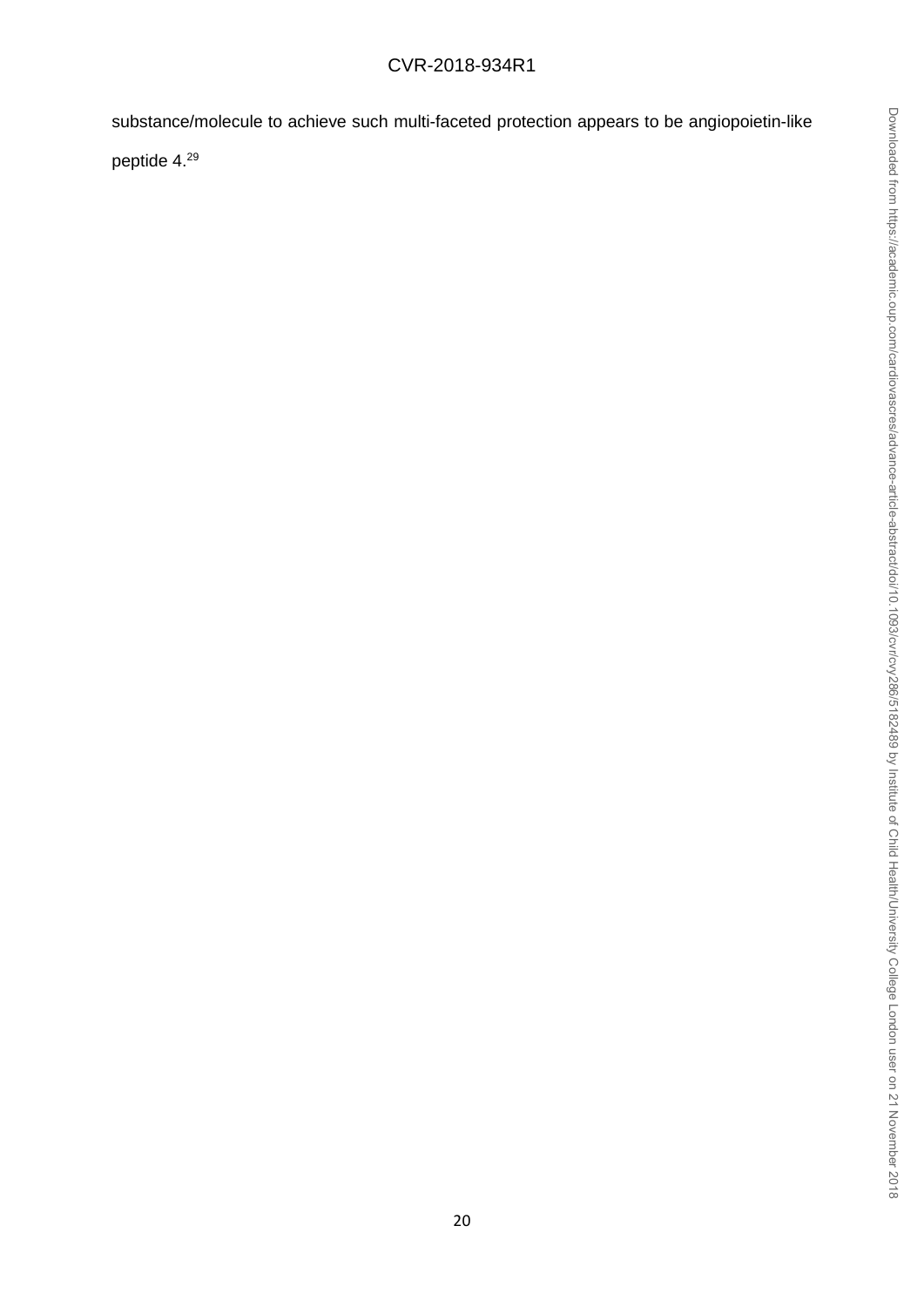substance/molecule to achieve such multi-faceted protection appears to be angiopoietin-like peptide 4.[29]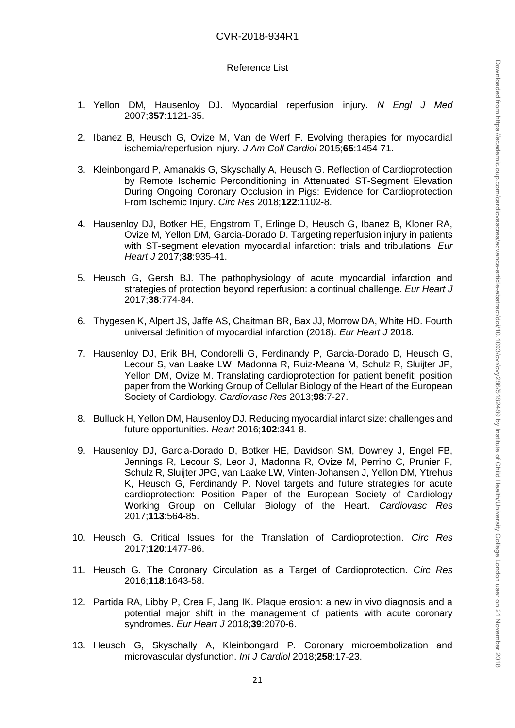## Reference List

1. Yellon DM, Hausenloy DJ. Myocardial reperfusion injury. *N Engl J Med* 2007;**357**:1121-35.

2. Ibanez B, Heusch G, Ovize M, Van de Werf F. Evolving therapies for myocardial ischemia/reperfusion injury. *J Am Coll Cardiol* 2015;**65**:1454-71.

3. Kleinbongard P, Amanakis G, Skyschally A, Heusch G. Reflection of Cardioprotection by Remote Ischemic Perconditioning in Attenuated ST-Segment Elevation During Ongoing Coronary Occlusion in Pigs: Evidence for Cardioprotection From Ischemic Injury. *Circ Res* 2018;**122**:1102-8.

4. Hausenloy DJ, Botker HE, Engstrom T, Erlinge D, Heusch G, Ibanez B, Kloner RA, Ovize M, Yellon DM, Garcia-Dorado D. Targeting reperfusion injury in patients with ST-segment elevation myocardial infarction: trials and tribulations. *Eur Heart J* 2017;**38**:935-41.

5. Heusch G, Gersh BJ. The pathophysiology of acute myocardial infarction and strategies of protection beyond reperfusion: a continual challenge. *Eur Heart J* 2017;**38**:774-84.

6. Thygesen K, Alpert JS, Jaffe AS, Chaitman BR, Bax JJ, Morrow DA, White HD. Fourth universal definition of myocardial infarction (2018). *Eur Heart J* 2018.

7. Hausenloy DJ, Erik BH, Condorelli G, Ferdinandy P, Garcia-Dorado D, Heusch G, Lecour S, van Laake LW, Madonna R, Ruiz-Meana M, Schulz R, Sluijter JP, Yellon DM, Ovize M. Translating cardioprotection for patient benefit: position paper from the Working Group of Cellular Biology of the Heart of the European Society of Cardiology. *Cardiovasc Res* 2013;**98**:7-27.

8. Bulluck H, Yellon DM, Hausenloy DJ. Reducing myocardial infarct size: challenges and future opportunities. *Heart* 2016;**102**:341-8.

9. Hausenloy DJ, Garcia-Dorado D, Botker HE, Davidson SM, Downey J, Engel FB, Jennings R, Lecour S, Leor J, Madonna R, Ovize M, Perrino C, Prunier F, Schulz R, Sluijter JPG, van Laake LW, Vinten-Johansen J, Yellon DM, Ytrehus K, Heusch G, Ferdinandy P. Novel targets and future strategies for acute cardioprotection: Position Paper of the European Society of Cardiology Working Group on Cellular Biology of the Heart. *Cardiovasc Res* 2017;**113**:564-85.

10. Heusch G. Critical Issues for the Translation of Cardioprotection. *Circ Res* 2017;**120**:1477-86.

11. Heusch G. The Coronary Circulation as a Target of Cardioprotection. *Circ Res* 2016;**118**:1643-58.

12. Partida RA, Libby P, Crea F, Jang IK. Plaque erosion: a new in vivo diagnosis and a potential major shift in the management of patients with acute coronary syndromes. *Eur Heart J* 2018;**39**:2070-6.

13. Heusch G, Skyschally A, Kleinbongard P. Coronary microembolization and microvascular dysfunction. *Int J Cardiol* 2018;**258**:17-23.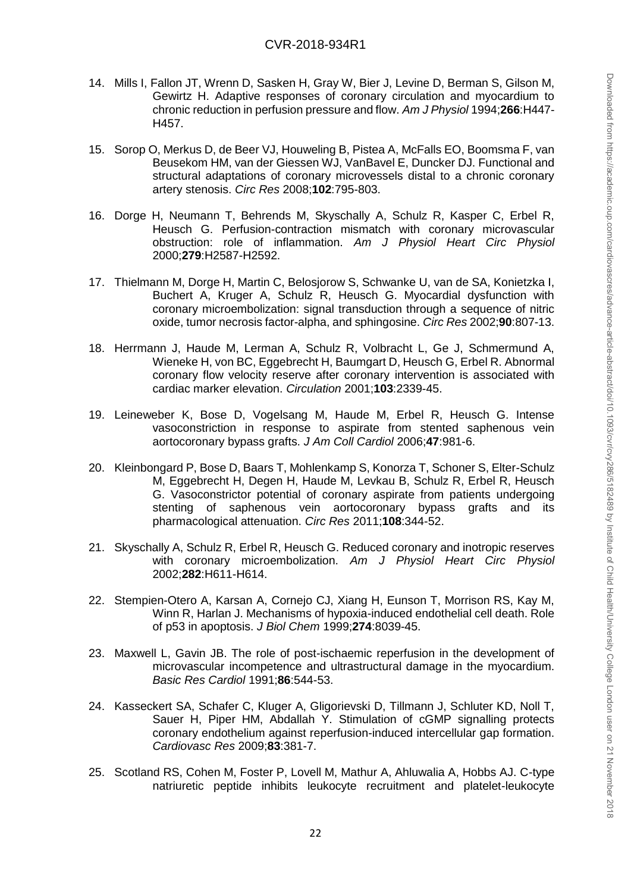14. Mills I, Fallon JT, Wrenn D, Sasken H, Gray W, Bier J, Levine D, Berman S, Gilson M, Gewirtz H. Adaptive responses of coronary circulation and myocardium to chronic reduction in perfusion pressure and flow. *Am J Physiol* 1994;**266**:H447-H457.

15. Sorop O, Merkus D, de Beer VJ, Houweling B, Pistea A, McFalls EO, Boomsma F, van Beusekom HM, van der Giessen WJ, VanBavel E, Duncker DJ. Functional and structural adaptations of coronary microvessels distal to a chronic coronary artery stenosis. *Circ Res* 2008;**102**:795-803.

16. Dorge H, Neumann T, Behrends M, Skyschally A, Schulz R, Kasper C, Erbel R, Heusch G. Perfusion-contraction mismatch with coronary microvascular obstruction: role of inflammation. *Am J Physiol Heart Circ Physiol* 2000;**279**:H2587-H2592.

17. Thielmann M, Dorge H, Martin C, Belosjorow S, Schwanke U, van de SA, Konietzka I, Buchert A, Kruger A, Schulz R, Heusch G. Myocardial dysfunction with coronary microembolization: signal transduction through a sequence of nitric oxide, tumor necrosis factor-alpha, and sphingosine. *Circ Res* 2002;**90**:807-13.

18. Herrmann J, Haude M, Lerman A, Schulz R, Volbracht L, Ge J, Schmermund A, Wieneke H, von BC, Eggebrecht H, Baumgart D, Heusch G, Erbel R. Abnormal coronary flow velocity reserve after coronary intervention is associated with cardiac marker elevation. *Circulation* 2001;**103**:2339-45.

19. Leineweber K, Bose D, Vogelsang M, Haude M, Erbel R, Heusch G. Intense vasoconstriction in response to aspirate from stented saphenous vein aortocoronary bypass grafts. *J Am Coll Cardiol* 2006;**47**:981-6.

20. Kleinbongard P, Bose D, Baars T, Mohlenkamp S, Konorza T, Schoner S, Elter-Schulz M, Eggebrecht H, Degen H, Haude M, Levkau B, Schulz R, Erbel R, Heusch G. Vasoconstrictor potential of coronary aspirate from patients undergoing stenting of saphenous vein aortocoronary bypass grafts and its pharmacological attenuation. *Circ Res* 2011;**108**:344-52.

21. Skyschally A, Schulz R, Erbel R, Heusch G. Reduced coronary and inotropic reserves with coronary microembolization. *Am J Physiol Heart Circ Physiol* 2002;**282**:H611-H614.

22. Stempien-Otero A, Karsan A, Cornejo CJ, Xiang H, Eunson T, Morrison RS, Kay M, Winn R, Harlan J. Mechanisms of hypoxia-induced endothelial cell death. Role of p53 in apoptosis. *J Biol Chem* 1999;**274**:8039-45.

23. Maxwell L, Gavin JB. The role of post-ischaemic reperfusion in the development of microvascular incompetence and ultrastructural damage in the myocardium. *Basic Res Cardiol* 1991;**86**:544-53.

24. Kasseckert SA, Schafer C, Kluger A, Gligorievski D, Tillmann J, Schluter KD, Noll T, Sauer H, Piper HM, Abdallah Y. Stimulation of cGMP signalling protects coronary endothelium against reperfusion-induced intercellular gap formation. *Cardiovasc Res* 2009;**83**:381-7.

25. Scotland RS, Cohen M, Foster P, Lovell M, Mathur A, Ahluwalia A, Hobbs AJ. C-type natriuretic peptide inhibits leukocyte recruitment and platelet-leukocyte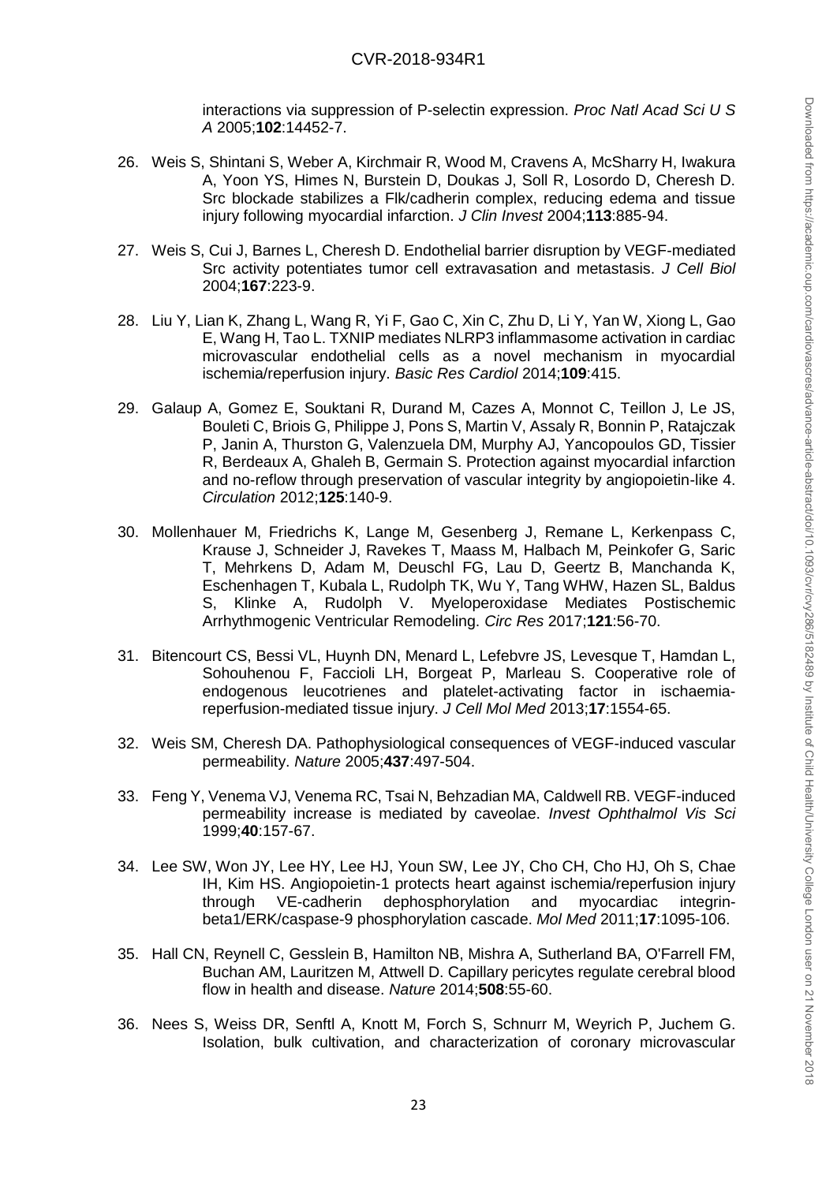interactions via suppression of P-selectin expression. *Proc Natl Acad Sci U S A* 2005;**102**:14452-7.

26. Weis S, Shintani S, Weber A, Kirchmair R, Wood M, Cravens A, McSharry H, Iwakura A, Yoon YS, Himes N, Burstein D, Doukas J, Soll R, Losordo D, Cheresh D. Src blockade stabilizes a Flk/cadherin complex, reducing edema and tissue injury following myocardial infarction. *J Clin Invest* 2004;**113**:885-94.

27. Weis S, Cui J, Barnes L, Cheresh D. Endothelial barrier disruption by VEGF-mediated Src activity potentiates tumor cell extravasation and metastasis. *J Cell Biol* 2004;**167**:223-9.

28. Liu Y, Lian K, Zhang L, Wang R, Yi F, Gao C, Xin C, Zhu D, Li Y, Yan W, Xiong L, Gao E, Wang H, Tao L. TXNIP mediates NLRP3 inflammasome activation in cardiac microvascular endothelial cells as a novel mechanism in myocardial ischemia/reperfusion injury. *Basic Res Cardiol* 2014;**109**:415.

29. Galaup A, Gomez E, Souktani R, Durand M, Cazes A, Monnot C, Teillon J, Le JS, Bouleti C, Briois G, Philippe J, Pons S, Martin V, Assaly R, Bonnin P, Ratajczak P, Janin A, Thurston G, Valenzuela DM, Murphy AJ, Yancopoulos GD, Tissier R, Berdeaux A, Ghaleb B, Germain S. Protection against myocardial infarction and no-reflow through preservation of vascular integrity by angiopoietin-like 4. *Circulation* 2012;**125**:140-9.

30. Mollenhauer M, Friedrichs K, Lange M, Gesenberg J, Remane L, Kerkenpass C, Krause J, Schneider J, Ravekes T, Maass M, Halbach M, Peinkofer G, Saric T, Mehrkens D, Adam M, Deuschl FG, Lau D, Geertz B, Manchanda K, Eschenhagen T, Kubala L, Rudolph TK, Wu Y, Tang WHW, Hazen SL, Baldus S, Klinke A, Rudolph V. Myeloperoxidase Mediates Postischemic Arrhythmogenic Ventricular Remodeling. *Circ Res* 2017;**121**:56-70.

31. Bitencourt CS, Bessi VL, Huynh DN, Menard L, Lefebvre JS, Levesque T, Hamdan L, Sohouhenou F, Faccioli LH, Borgeat P, Marleau S. Cooperative role of endogenous leucotrienes and platelet-activating factor in ischaemia-reperfusion-mediated tissue injury. *J Cell Mol Med* 2013;**17**:1554-65.

32. Weis SM, Cheresh DA. Pathophysiological consequences of VEGF-induced vascular permeability. *Nature* 2005;**437**:497-504.

33. Feng Y, Venema VJ, Venema RC, Tsai N, Behzadian MA, Caldwell RB. VEGF-induced permeability increase is mediated by caveolae. *Invest Ophthalmol Vis Sci* 1999;**40**:157-67.

34. Lee SW, Won JY, Lee HY, Lee HJ, Youn SW, Lee JY, Cho CH, Cho HJ, Oh S, Chae IH, Kim HS. Angiopoietin-1 protects heart against ischemia/reperfusion injury through VE-cadherin dephosphorylation and myocardiac integrin-beta1/ERK/caspase-9 phosphorylation cascade. *Mol Med* 2011;**17**:1095-106.

35. Hall CN, Reynell C, Gesslein B, Hamilton NB, Mishra A, Sutherland BA, O'Farrell FM, Buchan AM, Lauritzen M, Attwell D. Capillary pericytes regulate cerebral blood flow in health and disease. *Nature* 2014;**508**:55-60.

36. Nees S, Weiss DR, Senftl A, Knott M, Forch S, Schnurr M, Weyrich P, Juchem G. Isolation, bulk cultivation, and characterization of coronary microvascular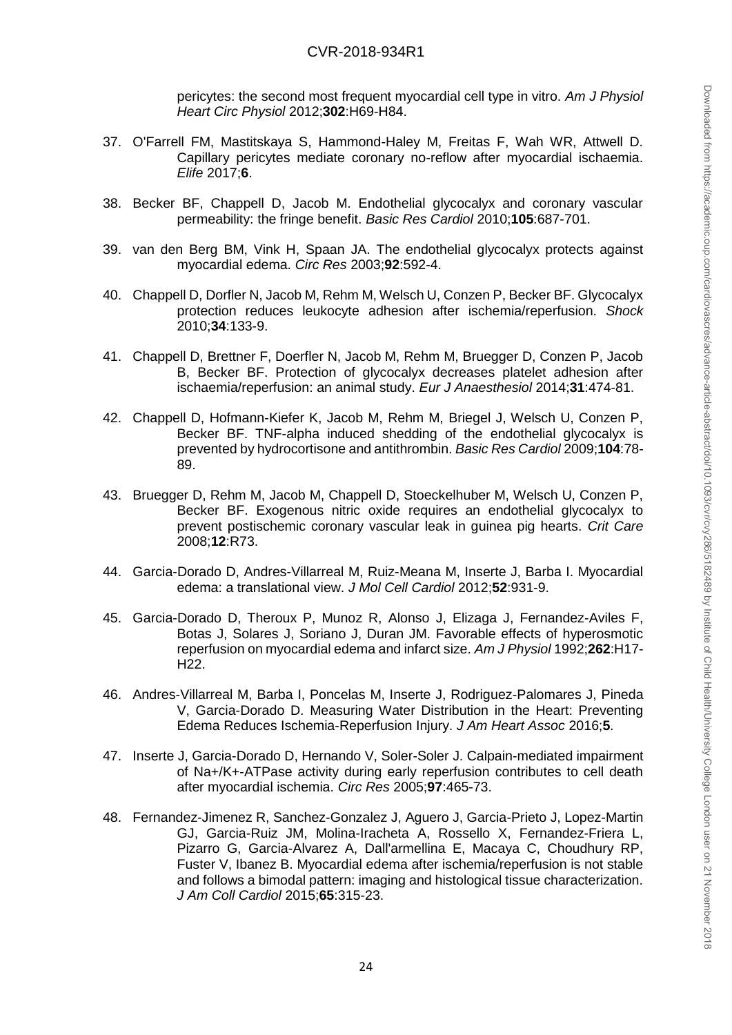pericytes: the second most frequent myocardial cell type in vitro. *Am J Physiol Heart Circ Physiol* 2012;**302**:H69-H84.

37. O'Farrell FM, Mastitskaya S, Hammond-Haley M, Freitas F, Wah WR, Attwell D. Capillary pericytes mediate coronary no-reflow after myocardial ischaemia. *Elife* 2017;**6**.

38. Becker BF, Chappell D, Jacob M. Endothelial glycocalyx and coronary vascular permeability: the fringe benefit. *Basic Res Cardiol* 2010;**105**:687-701.

39. van den Berg BM, Vink H, Spaan JA. The endothelial glycocalyx protects against myocardial edema. *Circ Res* 2003;**92**:592-4.

40. Chappell D, Dorfler N, Jacob M, Rehm M, Welsch U, Conzen P, Becker BF. Glycocalyx protection reduces leukocyte adhesion after ischemia/reperfusion. *Shock* 2010;**34**:133-9.

41. Chappell D, Brettner F, Doerfler N, Jacob M, Rehm M, Bruegger D, Conzen P, Jacob B, Becker BF. Protection of glycocalyx decreases platelet adhesion after ischaemia/reperfusion: an animal study. *Eur J Anaesthesiol* 2014;**31**:474-81.

42. Chappell D, Hofmann-Kiefer K, Jacob M, Rehm M, Briegel J, Welsch U, Conzen P, Becker BF. TNF-alpha induced shedding of the endothelial glycocalyx is prevented by hydrocortisone and antithrombin. *Basic Res Cardiol* 2009;**104**:78-89.

43. Bruegger D, Rehm M, Jacob M, Chappell D, Stoeckelhuber M, Welsch U, Conzen P, Becker BF. Exogenous nitric oxide requires an endothelial glycocalyx to prevent postischemic coronary vascular leak in guinea pig hearts. *Crit Care* 2008;**12**:R73.

44. Garcia-Dorado D, Andres-Villarreal M, Ruiz-Meana M, Inserte J, Barba I. Myocardial edema: a translational view. *J Mol Cell Cardiol* 2012;**52**:931-9.

45. Garcia-Dorado D, Theroux P, Munoz R, Alonso J, Elizaga J, Fernandez-Aviles F, Botas J, Solares J, Soriano J, Duran JM. Favorable effects of hyperosmotic reperfusion on myocardial edema and infarct size. *Am J Physiol* 1992;**262**:H17-H22.

46. Andres-Villarreal M, Barba I, Poncelas M, Inserte J, Rodriguez-Palomares J, Pineda V, Garcia-Dorado D. Measuring Water Distribution in the Heart: Preventing Edema Reduces Ischemia-Reperfusion Injury. *J Am Heart Assoc* 2016;**5**.

47. Inserte J, Garcia-Dorado D, Hernando V, Soler-Soler J. Calpain-mediated impairment of Na+/K+-ATPase activity during early reperfusion contributes to cell death after myocardial ischemia. *Circ Res* 2005;**97**:465-73.

48. Fernandez-Jimenez R, Sanchez-Gonzalez J, Aguero J, Garcia-Prieto J, Lopez-Martin GJ, Garcia-Ruiz JM, Molina-Iracheta A, Rossello X, Fernandez-Friera L, Pizarro G, Garcia-Alvarez A, Dall'armellina E, Macaya C, Choudhury RP, Fuster V, Ibanez B. Myocardial edema after ischemia/reperfusion is not stable and follows a bimodal pattern: imaging and histological tissue characterization. *J Am Coll Cardiol* 2015;**65**:315-23.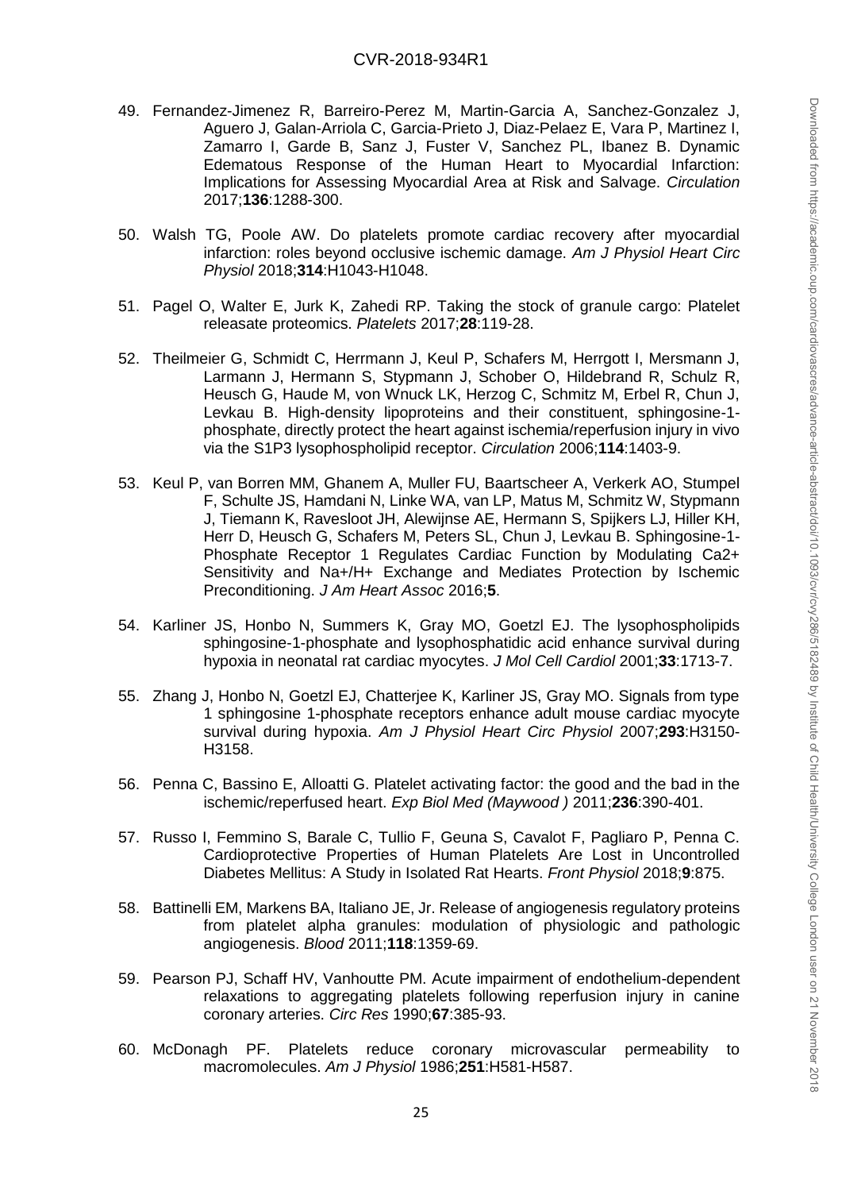49. Fernandez-Jimenez R, Barreiro-Perez M, Martin-Garcia A, Sanchez-Gonzalez J, Aguero J, Galan-Arriola C, Garcia-Prieto J, Diaz-Pelaez E, Vara P, Martinez I, Zamarro I, Garde B, Sanz J, Fuster V, Sanchez PL, Ibanez B. Dynamic Edematous Response of the Human Heart to Myocardial Infarction: Implications for Assessing Myocardial Area at Risk and Salvage. *Circulation* 2017;**136**:1288-300.

50. Walsh TG, Poole AW. Do platelets promote cardiac recovery after myocardial infarction: roles beyond occlusive ischemic damage. *Am J Physiol Heart Circ Physiol* 2018;**314**:H1043-H1048.

51. Pagel O, Walter E, Jurk K, Zahedi RP. Taking the stock of granule cargo: Platelet releasate proteomics. *Platelets* 2017;**28**:119-28.

52. Theilmeier G, Schmidt C, Herrmann J, Keul P, Schafers M, Herrgott I, Mersmann J, Larmann J, Hermann S, Stypmann J, Schober O, Hildebrand R, Schulz R, Heusch G, Haude M, von Wnuck LK, Herzog C, Schmitz M, Erbel R, Chun J, Levkau B. High-density lipoproteins and their constituent, sphingosine-1-phosphate, directly protect the heart against ischemia/reperfusion injury in vivo via the S1P3 lysophospholipid receptor. *Circulation* 2006;**114**:1403-9.

53. Keul P, van Borren MM, Ghanem A, Muller FU, Baartscheer A, Verkerk AO, Stumpel F, Schulte JS, Hamdani N, Linke WA, van LP, Matus M, Schmitz W, Stypmann J, Tiemann K, Ravesloot JH, Alewijnse AE, Hermann S, Spijkers LJ, Hiller KH, Herr D, Heusch G, Schafers M, Peters SL, Chun J, Levkau B. Sphingosine-1-Phosphate Receptor 1 Regulates Cardiac Function by Modulating Ca2+ Sensitivity and Na+/H+ Exchange and Mediates Protection by Ischemic Preconditioning. *J Am Heart Assoc* 2016;**5**.

54. Karliner JS, Honbo N, Summers K, Gray MO, Goetzl EJ. The lysophospholipids sphingosine-1-phosphate and lysophosphatidic acid enhance survival during hypoxia in neonatal rat cardiac myocytes. *J Mol Cell Cardiol* 2001;**33**:1713-7.

55. Zhang J, Honbo N, Goetzl EJ, Chatterjee K, Karliner JS, Gray MO. Signals from type 1 sphingosine 1-phosphate receptors enhance adult mouse cardiac myocyte survival during hypoxia. *Am J Physiol Heart Circ Physiol* 2007;**293**:H3150-H3158.

56. Penna C, Bassino E, Alloatti G. Platelet activating factor: the good and the bad in the ischemic/reperfused heart. *Exp Biol Med (Maywood )* 2011;**236**:390-401.

57. Russo I, Femmino S, Barale C, Tullio F, Geuna S, Cavalot F, Pagliaro P, Penna C. Cardioprotective Properties of Human Platelets Are Lost in Uncontrolled Diabetes Mellitus: A Study in Isolated Rat Hearts. *Front Physiol* 2018;**9**:875.

58. Battinelli EM, Markens BA, Italiano JE, Jr. Release of angiogenesis regulatory proteins from platelet alpha granules: modulation of physiologic and pathologic angiogenesis. *Blood* 2011;**118**:1359-69.

59. Pearson PJ, Schaff HV, Vanhoutte PM. Acute impairment of endothelium-dependent relaxations to aggregating platelets following reperfusion injury in canine coronary arteries. *Circ Res* 1990;**67**:385-93.

60. McDonagh PF. Platelets reduce coronary microvascular permeability to macromolecules. *Am J Physiol* 1986;**251**:H581-H587.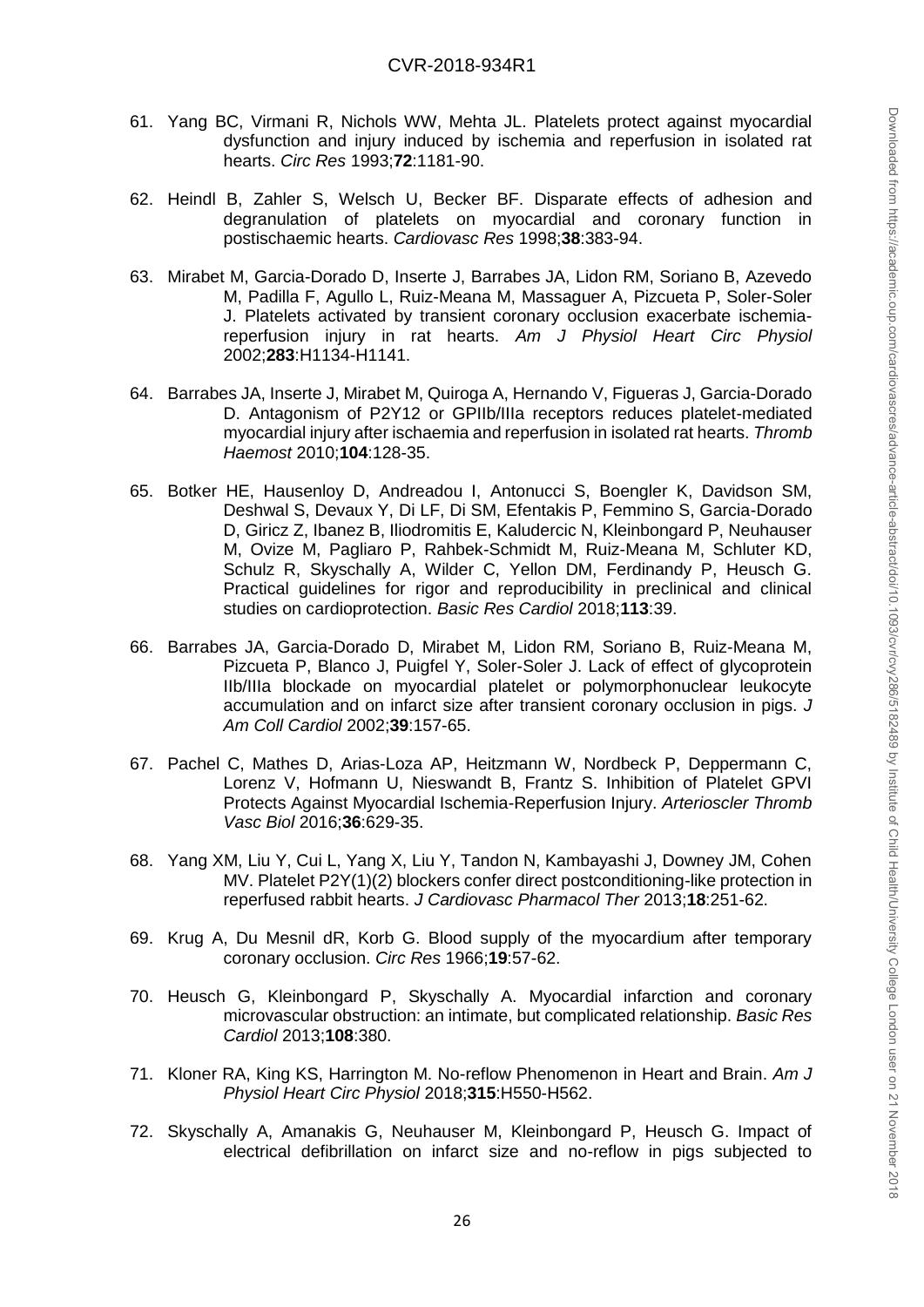61. Yang BC, Virmani R, Nichols WW, Mehta JL. Platelets protect against myocardial dysfunction and injury induced by ischemia and reperfusion in isolated rat hearts. *Circ Res* 1993;**72**:1181-90.

62. Heindl B, Zahler S, Welsch U, Becker BF. Disparate effects of adhesion and degranulation of platelets on myocardial and coronary function in postischaemic hearts. *Cardiovasc Res* 1998;**38**:383-94.

63. Mirabet M, Garcia-Dorado D, Inserte J, Barrabes JA, Lidon RM, Soriano B, Azevedo M, Padilla F, Agullo L, Ruiz-Meana M, Massaguer A, Pizcueta P, Soler-Soler J. Platelets activated by transient coronary occlusion exacerbate ischemia-reperfusion injury in rat hearts. *Am J Physiol Heart Circ Physiol* 2002;**283**:H1134-H1141.

64. Barrabes JA, Inserte J, Mirabet M, Quiroga A, Hernando V, Figueras J, Garcia-Dorado D. Antagonism of P2Y12 or GPIIb/IIIa receptors reduces platelet-mediated myocardial injury after ischaemia and reperfusion in isolated rat hearts. *Thromb Haemost* 2010;**104**:128-35.

65. Botker HE, Hausenloy D, Andreadou I, Antonucci S, Boengler K, Davidson SM, Deshwal S, Devaux Y, Di LF, Di SM, Efentakis P, Femmino S, Garcia-Dorado D, Giricz Z, Ibanez B, Iliodromitis E, Kaludercic N, Kleinbongard P, Neuhauser M, Ovize M, Pagliaro P, Rahbek-Schmidt M, Ruiz-Meana M, Schluter KD, Schulz R, Skyschally A, Wilder C, Yellon DM, Ferdinandy P, Heusch G. Practical guidelines for rigor and reproducibility in preclinical and clinical studies on cardioprotection. *Basic Res Cardiol* 2018;**113**:39.

66. Barrabes JA, Garcia-Dorado D, Mirabet M, Lidon RM, Soriano B, Ruiz-Meana M, Pizcueta P, Blanco J, Puigfel Y, Soler-Soler J. Lack of effect of glycoprotein IIb/IIIa blockade on myocardial platelet or polymorphonuclear leukocyte accumulation and on infarct size after transient coronary occlusion in pigs. *J Am Coll Cardiol* 2002;**39**:157-65.

67. Pachel C, Mathes D, Arias-Loza AP, Heitzmann W, Nordbeck P, Deppermann C, Lorenz V, Hofmann U, Nieswandt B, Frantz S. Inhibition of Platelet GPVI Protects Against Myocardial Ischemia-Reperfusion Injury. *Arterioscler Thromb Vasc Biol* 2016;**36**:629-35.

68. Yang XM, Liu Y, Cui L, Yang X, Liu Y, Tandon N, Kambayashi J, Downey JM, Cohen MV. Platelet P2Y(1)(2) blockers confer direct postconditioning-like protection in reperfused rabbit hearts. *J Cardiovasc Pharmacol Ther* 2013;**18**:251-62.

69. Krug A, Du Mesnil dR, Korb G. Blood supply of the myocardium after temporary coronary occlusion. *Circ Res* 1966;**19**:57-62.

70. Heusch G, Kleinbongard P, Skyschally A. Myocardial infarction and coronary microvascular obstruction: an intimate, but complicated relationship. *Basic Res Cardiol* 2013;**108**:380.

71. Kloner RA, King KS, Harrington M. No-reflow Phenomenon in Heart and Brain. *Am J Physiol Heart Circ Physiol* 2018;**315**:H550-H562.

72. Skyschally A, Amanakis G, Neuhauser M, Kleinbongard P, Heusch G. Impact of electrical defibrillation on infarct size and no-reflow in pigs subjected to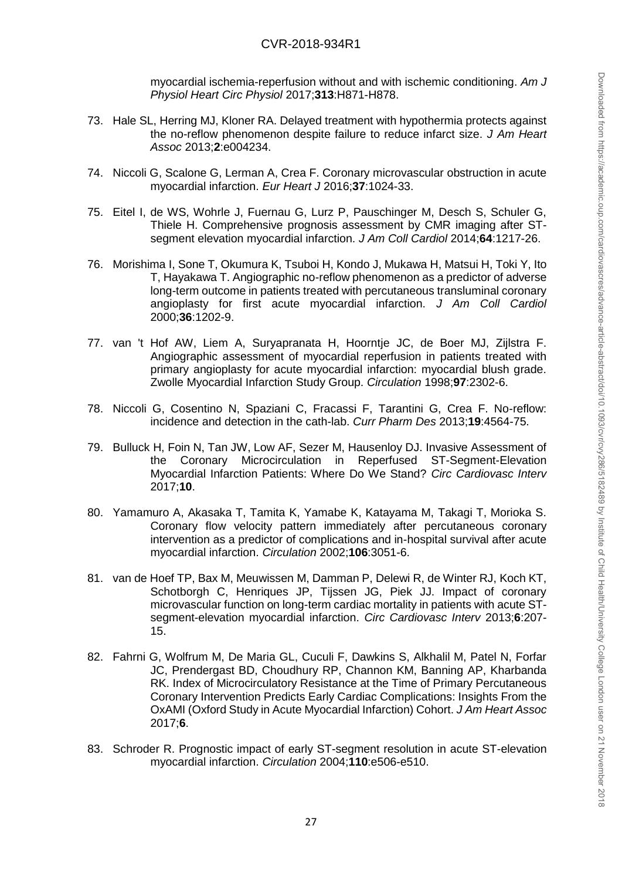myocardial ischemia-reperfusion without and with ischemic conditioning. *Am J Physiol Heart Circ Physiol* 2017;**313**:H871-H878.

73. Hale SL, Herring MJ, Kloner RA. Delayed treatment with hypothermia protects against the no-reflow phenomenon despite failure to reduce infarct size. *J Am Heart Assoc* 2013;**2**:e004234.

74. Niccoli G, Scalone G, Lerman A, Crea F. Coronary microvascular obstruction in acute myocardial infarction. *Eur Heart J* 2016;**37**:1024-33.

75. Eitel I, de WS, Wohrle J, Fuernau G, Lurz P, Pauschinger M, Desch S, Schuler G, Thiele H. Comprehensive prognosis assessment by CMR imaging after ST-segment elevation myocardial infarction. *J Am Coll Cardiol* 2014;**64**:1217-26.

76. Morishima I, Sone T, Okumura K, Tsuboi H, Kondo J, Mukawa H, Matsui H, Toki Y, Ito T, Hayakawa T. Angiographic no-reflow phenomenon as a predictor of adverse long-term outcome in patients treated with percutaneous transluminal coronary angioplasty for first acute myocardial infarction. *J Am Coll Cardiol* 2000;**36**:1202-9.

77. van 't Hof AW, Liem A, Suryapranata H, Hoorntje JC, de Boer MJ, Zijlstra F. Angiographic assessment of myocardial reperfusion in patients treated with primary angioplasty for acute myocardial infarction: myocardial blush grade. Zwolle Myocardial Infarction Study Group. *Circulation* 1998;**97**:2302-6.

78. Niccoli G, Cosentino N, Spaziani C, Fracassi F, Tarantini G, Crea F. No-reflow: incidence and detection in the cath-lab. *Curr Pharm Des* 2013;**19**:4564-75.

79. Bulluck H, Foin N, Tan JW, Low AF, Sezer M, Hausenloy DJ. Invasive Assessment of the Coronary Microcirculation in Reperfused ST-Segment-Elevation Myocardial Infarction Patients: Where Do We Stand? *Circ Cardiovasc Interv* 2017;**10**.

80. Yamamuro A, Akasaka T, Tamita K, Yamabe K, Katayama M, Takagi T, Morioka S. Coronary flow velocity pattern immediately after percutaneous coronary intervention as a predictor of complications and in-hospital survival after acute myocardial infarction. *Circulation* 2002;**106**:3051-6.

81. van de Hoef TP, Bax M, Meuwissen M, Damman P, Delewi R, de Winter RJ, Koch KT, Schotborgh C, Henriques JP, Tijssen JG, Piek JJ. Impact of coronary microvascular function on long-term cardiac mortality in patients with acute ST-segment-elevation myocardial infarction. *Circ Cardiovasc Interv* 2013;**6**:207-15.

82. Fahrni G, Wolfrum M, De Maria GL, Cuculi F, Dawkins S, Alkhalil M, Patel N, Forfar JC, Prendergast BD, Choudhury RP, Channon KM, Banning AP, Kharbanda RK. Index of Microcirculatory Resistance at the Time of Primary Percutaneous Coronary Intervention Predicts Early Cardiac Complications: Insights From the OxAMI (Oxford Study in Acute Myocardial Infarction) Cohort. *J Am Heart Assoc* 2017;**6**.

83. Schroder R. Prognostic impact of early ST-segment resolution in acute ST-elevation myocardial infarction. *Circulation* 2004;**110**:e506-e510.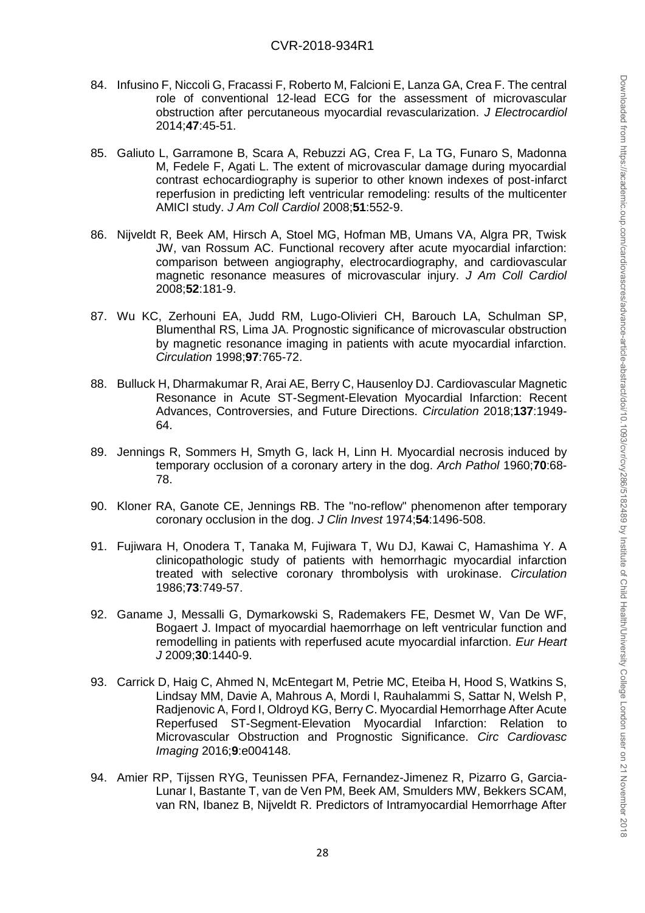84. Infusino F, Niccoli G, Fracassi F, Roberto M, Falcioni E, Lanza GA, Crea F. The central role of conventional 12-lead ECG for the assessment of microvascular obstruction after percutaneous myocardial revascularization. *J Electrocardiol* 2014;**47**:45-51.

85. Galiuto L, Garramone B, Scara A, Rebuzzi AG, Crea F, La TG, Funaro S, Madonna M, Fedele F, Agati L. The extent of microvascular damage during myocardial contrast echocardiography is superior to other known indexes of post-infarct reperfusion in predicting left ventricular remodeling: results of the multicenter AMICI study. *J Am Coll Cardiol* 2008;**51**:552-9.

86. Nijveldt R, Beek AM, Hirsch A, Stoel MG, Hofman MB, Umans VA, Algra PR, Twisk JW, van Rossum AC. Functional recovery after acute myocardial infarction: comparison between angiography, electrocardiography, and cardiovascular magnetic resonance measures of microvascular injury. *J Am Coll Cardiol* 2008;**52**:181-9.

87. Wu KC, Zerhouni EA, Judd RM, Lugo-Olivieri CH, Barouch LA, Schulman SP, Blumenthal RS, Lima JA. Prognostic significance of microvascular obstruction by magnetic resonance imaging in patients with acute myocardial infarction. *Circulation* 1998;**97**:765-72.

88. Bulluck H, Dharmakumar R, Arai AE, Berry C, Hausenloy DJ. Cardiovascular Magnetic Resonance in Acute ST-Segment-Elevation Myocardial Infarction: Recent Advances, Controversies, and Future Directions. *Circulation* 2018;**137**:1949-64.

89. Jennings R, Sommers H, Smyth G, lack H, Linn H. Myocardial necrosis induced by temporary occlusion of a coronary artery in the dog. *Arch Pathol* 1960;**70**:68-78.

90. Kloner RA, Ganote CE, Jennings RB. The "no-reflow" phenomenon after temporary coronary occlusion in the dog. *J Clin Invest* 1974;**54**:1496-508.

91. Fujiwara H, Onodera T, Tanaka M, Fujiwara T, Wu DJ, Kawai C, Hamashima Y. A clinicopathologic study of patients with hemorrhagic myocardial infarction treated with selective coronary thrombolysis with urokinase. *Circulation* 1986;**73**:749-57.

92. Ganame J, Messalli G, Dymarkowski S, Rademakers FE, Desmet W, Van De WF, Bogaert J. Impact of myocardial haemorrhage on left ventricular function and remodelling in patients with reperfused acute myocardial infarction. *Eur Heart J* 2009;**30**:1440-9.

93. Carrick D, Haig C, Ahmed N, McEntegart M, Petrie MC, Eteiba H, Hood S, Watkins S, Lindsay MM, Davie A, Mahrous A, Mordi I, Rauhalammi S, Sattar N, Welsh P, Radjenovic A, Ford I, Oldroyd KG, Berry C. Myocardial Hemorrhage After Acute Reperfused ST-Segment-Elevation Myocardial Infarction: Relation to Microvascular Obstruction and Prognostic Significance. *Circ Cardiovasc Imaging* 2016;**9**:e004148.

94. Amier RP, Tijssen RYG, Teunissen PFA, Fernandez-Jimenez R, Pizarro G, Garcia-Lunar I, Bastante T, van de Ven PM, Beek AM, Smulders MW, Bekkers SCAM, van RN, Ibanez B, Nijveldt R. Predictors of Intramyocardial Hemorrhage After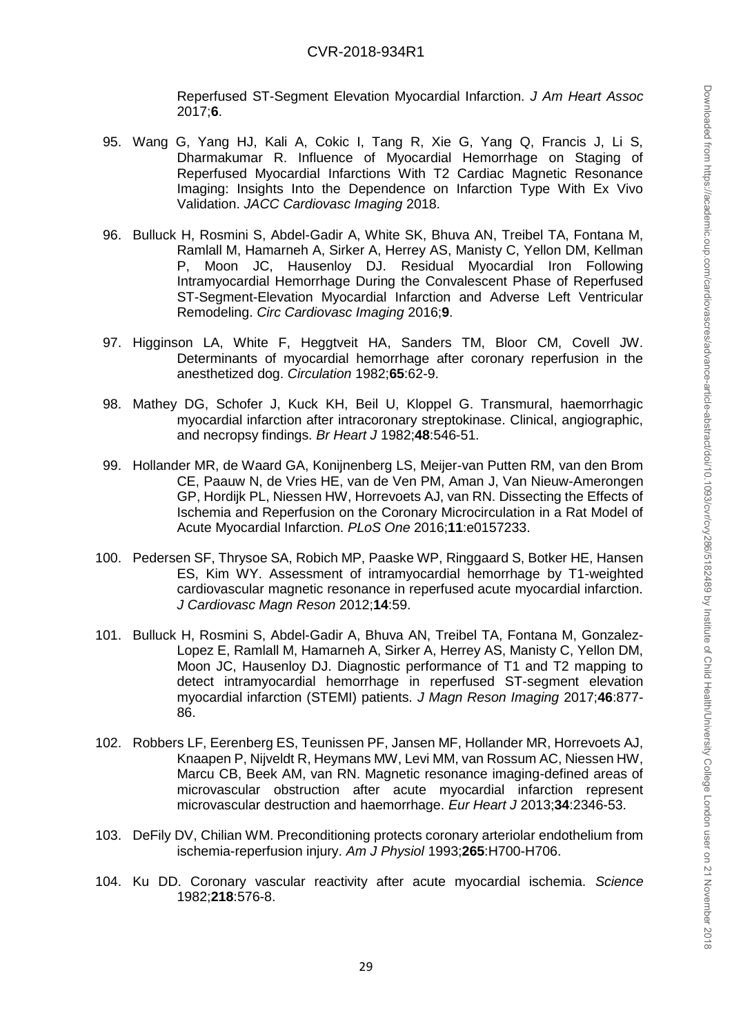Reperfused ST-Segment Elevation Myocardial Infarction. *J Am Heart Assoc* 2017;**6**.

95. Wang G, Yang HJ, Kali A, Cokic I, Tang R, Xie G, Yang Q, Francis J, Li S, Dharmakumar R. Influence of Myocardial Hemorrhage on Staging of Reperfused Myocardial Infarctions With T2 Cardiac Magnetic Resonance Imaging: Insights Into the Dependence on Infarction Type With Ex Vivo Validation. *JACC Cardiovasc Imaging* 2018.

96. Bulluck H, Rosmini S, Abdel-Gadir A, White SK, Bhuva AN, Treibel TA, Fontana M, Ramlall M, Hamarneh A, Sirker A, Herrey AS, Manisty C, Yellon DM, Kellman P, Moon JC, Hausenloy DJ. Residual Myocardial Iron Following Intramyocardial Hemorrhage During the Convalescent Phase of Reperfused ST-Segment-Elevation Myocardial Infarction and Adverse Left Ventricular Remodeling. *Circ Cardiovasc Imaging* 2016;**9**.

97. Higginson LA, White F, Heggtveit HA, Sanders TM, Bloor CM, Covell JW. Determinants of myocardial hemorrhage after coronary reperfusion in the anesthetized dog. *Circulation* 1982;**65**:62-9.

98. Mathey DG, Schofer J, Kuck KH, Beil U, Kloppel G. Transmural, haemorrhagic myocardial infarction after intracoronary streptokinase. Clinical, angiographic, and necropsy findings. *Br Heart J* 1982;**48**:546-51.

99. Hollander MR, de Waard GA, Konijnenberg LS, Meijer-van Putten RM, van den Brom CE, Paauw N, de Vries HE, van de Ven PM, Aman J, Van Nieuw-Amerongen GP, Hordijk PL, Niessen HW, Horrevoets AJ, van RN. Dissecting the Effects of Ischemia and Reperfusion on the Coronary Microcirculation in a Rat Model of Acute Myocardial Infarction. *PLoS One* 2016;**11**:e0157233.

100. Pedersen SF, Thrysoe SA, Robich MP, Paaske WP, Ringgaard S, Botker HE, Hansen ES, Kim WY. Assessment of intramyocardial hemorrhage by T1-weighted cardiovascular magnetic resonance in reperfused acute myocardial infarction. *J Cardiovasc Magn Reson* 2012;**14**:59.

101. Bulluck H, Rosmini S, Abdel-Gadir A, Bhuva AN, Treibel TA, Fontana M, Gonzalez-Lopez E, Ramlall M, Hamarneh A, Sirker A, Herrey AS, Manisty C, Yellon DM, Moon JC, Hausenloy DJ. Diagnostic performance of T1 and T2 mapping to detect intramyocardial hemorrhage in reperfused ST-segment elevation myocardial infarction (STEMI) patients. *J Magn Reson Imaging* 2017;**46**:877-86.

102. Robbers LF, Eerenberg ES, Teunissen PF, Jansen MF, Hollander MR, Horrevoets AJ, Knaapen P, Nijveldt R, Heymans MW, Levi MM, van Rossum AC, Niessen HW, Marcu CB, Beek AM, van RN. Magnetic resonance imaging-defined areas of microvascular obstruction after acute myocardial infarction represent microvascular destruction and haemorrhage. *Eur Heart J* 2013;**34**:2346-53.

103. DeFily DV, Chilian WM. Preconditioning protects coronary arteriolar endothelium from ischemia-reperfusion injury. *Am J Physiol* 1993;**265**:H700-H706.

104. Ku DD. Coronary vascular reactivity after acute myocardial ischemia. *Science* 1982;**218**:576-8.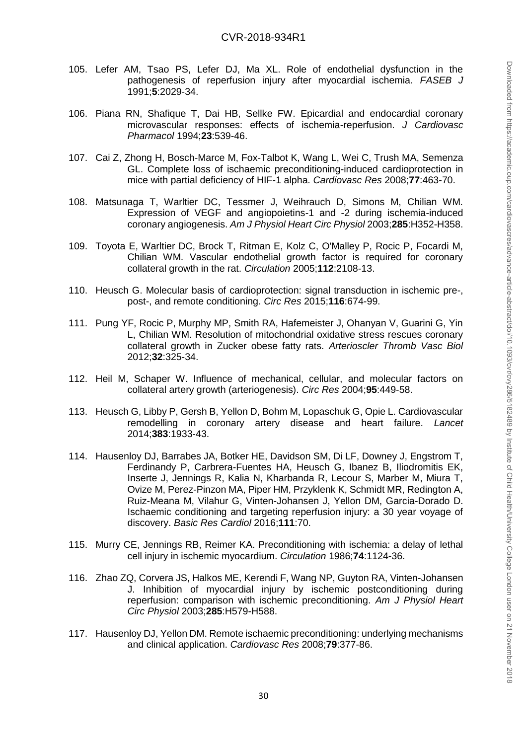105. Lefer AM, Tsao PS, Lefer DJ, Ma XL. Role of endothelial dysfunction in the pathogenesis of reperfusion injury after myocardial ischemia. *FASEB J* 1991;**5**:2029-34.

106. Piana RN, Shafique T, Dai HB, Sellke FW. Epicardial and endocardial coronary microvascular responses: effects of ischemia-reperfusion. *J Cardiovasc Pharmacol* 1994;**23**:539-46.

107. Cai Z, Zhong H, Bosch-Marce M, Fox-Talbot K, Wang L, Wei C, Trush MA, Semenza GL. Complete loss of ischaemic preconditioning-induced cardioprotection in mice with partial deficiency of HIF-1 alpha. *Cardiovasc Res* 2008;**77**:463-70.

108. Matsunaga T, Warltier DC, Tessmer J, Weihrauch D, Simons M, Chilian WM. Expression of VEGF and angiopoietins-1 and -2 during ischemia-induced coronary angiogenesis. *Am J Physiol Heart Circ Physiol* 2003;**285**:H352-H358.

109. Toyota E, Warltier DC, Brock T, Ritman E, Kolz C, O'Malley P, Rocic P, Focardi M, Chilian WM. Vascular endothelial growth factor is required for coronary collateral growth in the rat. *Circulation* 2005;**112**:2108-13.

110. Heusch G. Molecular basis of cardioprotection: signal transduction in ischemic pre-, post-, and remote conditioning. *Circ Res* 2015;**116**:674-99.

111. Pung YF, Rocic P, Murphy MP, Smith RA, Hafemeister J, Ohanyan V, Guarini G, Yin L, Chilian WM. Resolution of mitochondrial oxidative stress rescues coronary collateral growth in Zucker obese fatty rats. *Arterioscler Thromb Vasc Biol* 2012;**32**:325-34.

112. Heil M, Schaper W. Influence of mechanical, cellular, and molecular factors on collateral artery growth (arteriogenesis). *Circ Res* 2004;**95**:449-58.

113. Heusch G, Libby P, Gersh B, Yellon D, Bohm M, Lopaschuk G, Opie L. Cardiovascular remodelling in coronary artery disease and heart failure. *Lancet* 2014;**383**:1933-43.

114. Hausenloy DJ, Barrabes JA, Botker HE, Davidson SM, Di LF, Downey J, Engstrom T, Ferdinandy P, Carbrera-Fuentes HA, Heusch G, Ibanez B, Iliodromitis EK, Inserte J, Jennings R, Kalia N, Kharbanda R, Lecour S, Marber M, Miura T, Ovize M, Perez-Pinzon MA, Piper HM, Przyklenk K, Schmidt MR, Redington A, Ruiz-Meana M, Vilahur G, Vinten-Johansen J, Yellon DM, Garcia-Dorado D. Ischaemic conditioning and targeting reperfusion injury: a 30 year voyage of discovery. *Basic Res Cardiol* 2016;**111**:70.

115. Murry CE, Jennings RB, Reimer KA. Preconditioning with ischemia: a delay of lethal cell injury in ischemic myocardium. *Circulation* 1986;**74**:1124-36.

116. Zhao ZQ, Corvera JS, Halkos ME, Kerendi F, Wang NP, Guyton RA, Vinten-Johansen J. Inhibition of myocardial injury by ischemic postconditioning during reperfusion: comparison with ischemic preconditioning. *Am J Physiol Heart Circ Physiol* 2003;**285**:H579-H588.

117. Hausenloy DJ, Yellon DM. Remote ischaemic preconditioning: underlying mechanisms and clinical application. *Cardiovasc Res* 2008;**79**:377-86.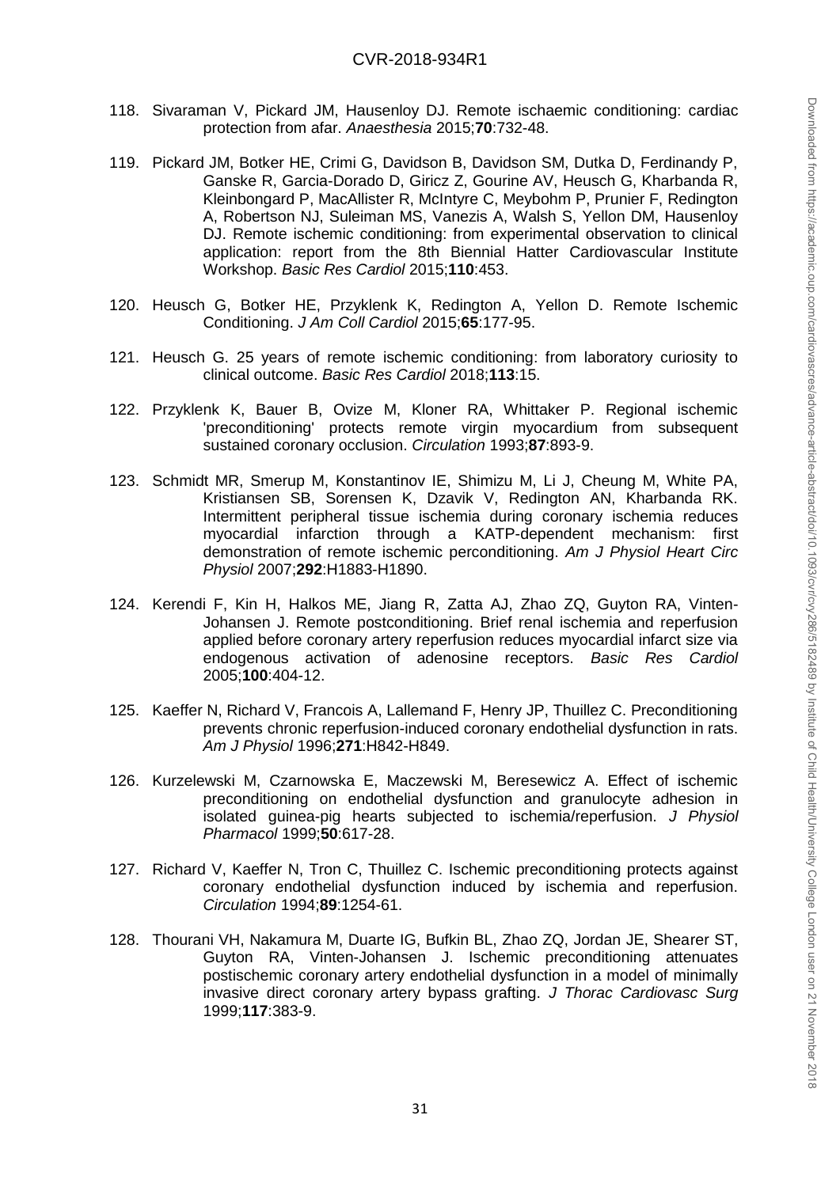118. Sivaraman V, Pickard JM, Hausenloy DJ. Remote ischaemic conditioning: cardiac protection from afar. *Anaesthesia* 2015;**70**:732-48.

119. Pickard JM, Botker HE, Crimi G, Davidson B, Davidson SM, Dutka D, Ferdinandy P, Ganske R, Garcia-Dorado D, Giricz Z, Gourine AV, Heusch G, Kharbanda R, Kleinbongard P, MacAllister R, McIntyre C, Meybohm P, Prunier F, Redington A, Robertson NJ, Suleiman MS, Vanezis A, Walsh S, Yellon DM, Hausenloy DJ. Remote ischemic conditioning: from experimental observation to clinical application: report from the 8th Biennial Hatter Cardiovascular Institute Workshop. *Basic Res Cardiol* 2015;**110**:453.

120. Heusch G, Botker HE, Przyklenk K, Redington A, Yellon D. Remote Ischemic Conditioning. *J Am Coll Cardiol* 2015;**65**:177-95.

121. Heusch G. 25 years of remote ischemic conditioning: from laboratory curiosity to clinical outcome. *Basic Res Cardiol* 2018;**113**:15.

122. Przyklenk K, Bauer B, Ovize M, Kloner RA, Whittaker P. Regional ischemic 'preconditioning' protects remote virgin myocardium from subsequent sustained coronary occlusion. *Circulation* 1993;**87**:893-9.

123. Schmidt MR, Smerup M, Konstantinov IE, Shimizu M, Li J, Cheung M, White PA, Kristiansen SB, Sorensen K, Dzavik V, Redington AN, Kharbanda RK. Intermittent peripheral tissue ischemia during coronary ischemia reduces myocardial infarction through a KATP-dependent mechanism: first demonstration of remote ischemic perconditioning. *Am J Physiol Heart Circ Physiol* 2007;**292**:H1883-H1890.

124. Kerendi F, Kin H, Halkos ME, Jiang R, Zatta AJ, Zhao ZQ, Guyton RA, Vinten-Johansen J. Remote postconditioning. Brief renal ischemia and reperfusion applied before coronary artery reperfusion reduces myocardial infarct size via endogenous activation of adenosine receptors. *Basic Res Cardiol* 2005;**100**:404-12.

125. Kaeffer N, Richard V, Francois A, Lallemand F, Henry JP, Thuillez C. Preconditioning prevents chronic reperfusion-induced coronary endothelial dysfunction in rats. *Am J Physiol* 1996;**271**:H842-H849.

126. Kurzelewski M, Czarnowska E, Maczewski M, Beresewicz A. Effect of ischemic preconditioning on endothelial dysfunction and granulocyte adhesion in isolated guinea-pig hearts subjected to ischemia/reperfusion. *J Physiol Pharmacol* 1999;**50**:617-28.

127. Richard V, Kaeffer N, Tron C, Thuillez C. Ischemic preconditioning protects against coronary endothelial dysfunction induced by ischemia and reperfusion. *Circulation* 1994;**89**:1254-61.

128. Thourani VH, Nakamura M, Duarte IG, Bufkin BL, Zhao ZQ, Jordan JE, Shearer ST, Guyton RA, Vinten-Johansen J. Ischemic preconditioning attenuates postischemic coronary artery endothelial dysfunction in a model of minimally invasive direct coronary artery bypass grafting. *J Thorac Cardiovasc Surg* 1999;**117**:383-9.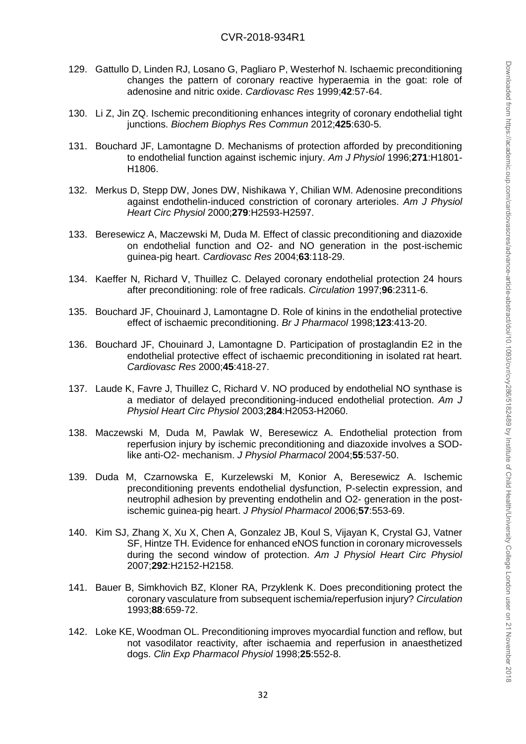129. Gattullo D, Linden RJ, Losano G, Pagliaro P, Westerhof N. Ischaemic preconditioning changes the pattern of coronary reactive hyperaemia in the goat: role of adenosine and nitric oxide. *Cardiovasc Res* 1999;**42**:57-64.

130. Li Z, Jin ZQ. Ischemic preconditioning enhances integrity of coronary endothelial tight junctions. *Biochem Biophys Res Commun* 2012;**425**:630-5.

131. Bouchard JF, Lamontagne D. Mechanisms of protection afforded by preconditioning to endothelial function against ischemic injury. *Am J Physiol* 1996;**271**:H1801-H1806.

132. Merkus D, Stepp DW, Jones DW, Nishikawa Y, Chilian WM. Adenosine preconditions against endothelin-induced constriction of coronary arterioles. *Am J Physiol Heart Circ Physiol* 2000;**279**:H2593-H2597.

133. Beresewicz A, Maczewski M, Duda M. Effect of classic preconditioning and diazoxide on endothelial function and O2- and NO generation in the post-ischemic guinea-pig heart. *Cardiovasc Res* 2004;**63**:118-29.

134. Kaeffer N, Richard V, Thuillez C. Delayed coronary endothelial protection 24 hours after preconditioning: role of free radicals. *Circulation* 1997;**96**:2311-6.

135. Bouchard JF, Chouinard J, Lamontagne D. Role of kinins in the endothelial protective effect of ischaemic preconditioning. *Br J Pharmacol* 1998;**123**:413-20.

136. Bouchard JF, Chouinard J, Lamontagne D. Participation of prostaglandin E2 in the endothelial protective effect of ischaemic preconditioning in isolated rat heart. *Cardiovasc Res* 2000;**45**:418-27.

137. Laude K, Favre J, Thuillez C, Richard V. NO produced by endothelial NO synthase is a mediator of delayed preconditioning-induced endothelial protection. *Am J Physiol Heart Circ Physiol* 2003;**284**:H2053-H2060.

138. Maczewski M, Duda M, Pawlak W, Beresewicz A. Endothelial protection from reperfusion injury by ischemic preconditioning and diazoxide involves a SOD-like anti-O2- mechanism. *J Physiol Pharmacol* 2004;**55**:537-50.

139. Duda M, Czarnowska E, Kurzelewski M, Konior A, Beresewicz A. Ischemic preconditioning prevents endothelial dysfunction, P-selectin expression, and neutrophil adhesion by preventing endothelin and O2- generation in the post-ischemic guinea-pig heart. *J Physiol Pharmacol* 2006;**57**:553-69.

140. Kim SJ, Zhang X, Xu X, Chen A, Gonzalez JB, Koul S, Vijayan K, Crystal GJ, Vatner SF, Hintze TH. Evidence for enhanced eNOS function in coronary microvessels during the second window of protection. *Am J Physiol Heart Circ Physiol* 2007;**292**:H2152-H2158.

141. Bauer B, Simkhovich BZ, Kloner RA, Przyklenk K. Does preconditioning protect the coronary vasculature from subsequent ischemia/reperfusion injury? *Circulation* 1993;**88**:659-72.

142. Loke KE, Woodman OL. Preconditioning improves myocardial function and reflow, but not vasodilator reactivity, after ischaemia and reperfusion in anaesthetized dogs. *Clin Exp Pharmacol Physiol* 1998;**25**:552-8.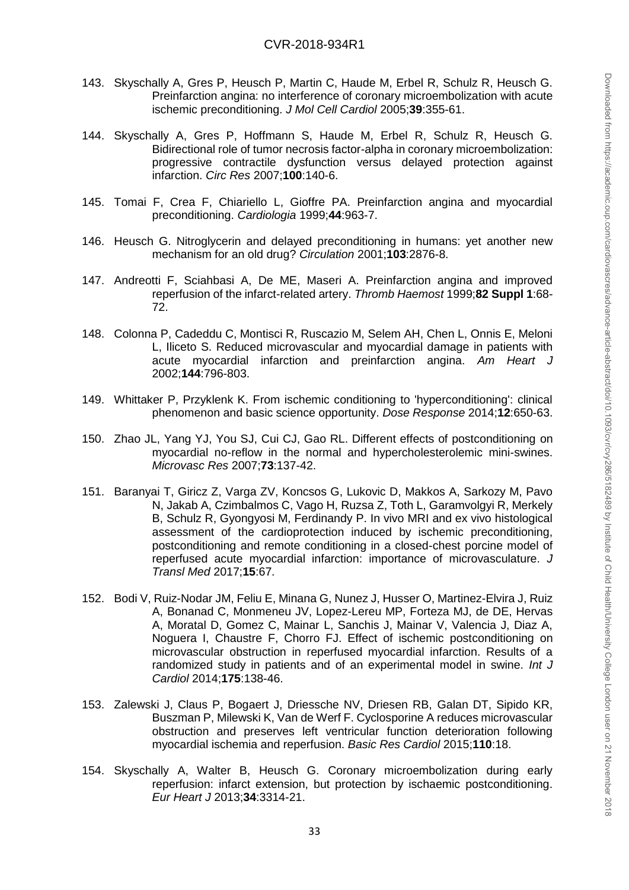143. Skyschally A, Gres P, Heusch P, Martin C, Haude M, Erbel R, Schulz R, Heusch G. Preinfarction angina: no interference of coronary microembolization with acute ischemic preconditioning. *J Mol Cell Cardiol* 2005;**39**:355-61.

144. Skyschally A, Gres P, Hoffmann S, Haude M, Erbel R, Schulz R, Heusch G. Bidirectional role of tumor necrosis factor-alpha in coronary microembolization: progressive contractile dysfunction versus delayed protection against infarction. *Circ Res* 2007;**100**:140-6.

145. Tomai F, Crea F, Chiariello L, Gioffre PA. Preinfarction angina and myocardial preconditioning. *Cardiologia* 1999;**44**:963-7.

146. Heusch G. Nitroglycerin and delayed preconditioning in humans: yet another new mechanism for an old drug? *Circulation* 2001;**103**:2876-8.

147. Andreotti F, Sciahbasi A, De ME, Maseri A. Preinfarction angina and improved reperfusion of the infarct-related artery. *Thromb Haemost* 1999;**82 Suppl 1**:68-72.

148. Colonna P, Cadeddu C, Montisci R, Ruscazio M, Selem AH, Chen L, Onnis E, Meloni L, Iliceto S. Reduced microvascular and myocardial damage in patients with acute myocardial infarction and preinfarction angina. *Am Heart J* 2002;**144**:796-803.

149. Whittaker P, Przyklenk K. From ischemic conditioning to 'hyperconditioning': clinical phenomenon and basic science opportunity. *Dose Response* 2014;**12**:650-63.

150. Zhao JL, Yang YJ, You SJ, Cui CJ, Gao RL. Different effects of postconditioning on myocardial no-reflow in the normal and hypercholesterolemic mini-swines. *Microvasc Res* 2007;**73**:137-42.

151. Baranyai T, Giricz Z, Varga ZV, Koncsos G, Lukovic D, Makkos A, Sarkozy M, Pavo N, Jakab A, Czimbalmos C, Vago H, Ruzsa Z, Toth L, Garamvolgyi R, Merkely B, Schulz R, Gyongyosi M, Ferdinandy P. In vivo MRI and ex vivo histological assessment of the cardioprotection induced by ischemic preconditioning, postconditioning and remote conditioning in a closed-chest porcine model of reperfused acute myocardial infarction: importance of microvasculature. *J Transl Med* 2017;**15**:67.

152. Bodi V, Ruiz-Nodar JM, Feliu E, Minana G, Nunez J, Husser O, Martinez-Elvira J, Ruiz A, Bonanad C, Monmeneu JV, Lopez-Lereu MP, Forteza MJ, de DE, Hervas A, Moratal D, Gomez C, Mainar L, Sanchis J, Mainar V, Valencia J, Diaz A, Noguera I, Chaustre F, Chorro FJ. Effect of ischemic postconditioning on microvascular obstruction in reperfused myocardial infarction. Results of a randomized study in patients and of an experimental model in swine. *Int J Cardiol* 2014;**175**:138-46.

153. Zalewski J, Claus P, Bogaert J, Driessche NV, Driesen RB, Galan DT, Sipido KR, Buszman P, Milewski K, Van de Werf F. Cyclosporine A reduces microvascular obstruction and preserves left ventricular function deterioration following myocardial ischemia and reperfusion. *Basic Res Cardiol* 2015;**110**:18.

154. Skyschally A, Walter B, Heusch G. Coronary microembolization during early reperfusion: infarct extension, but protection by ischaemic postconditioning. *Eur Heart J* 2013;**34**:3314-21.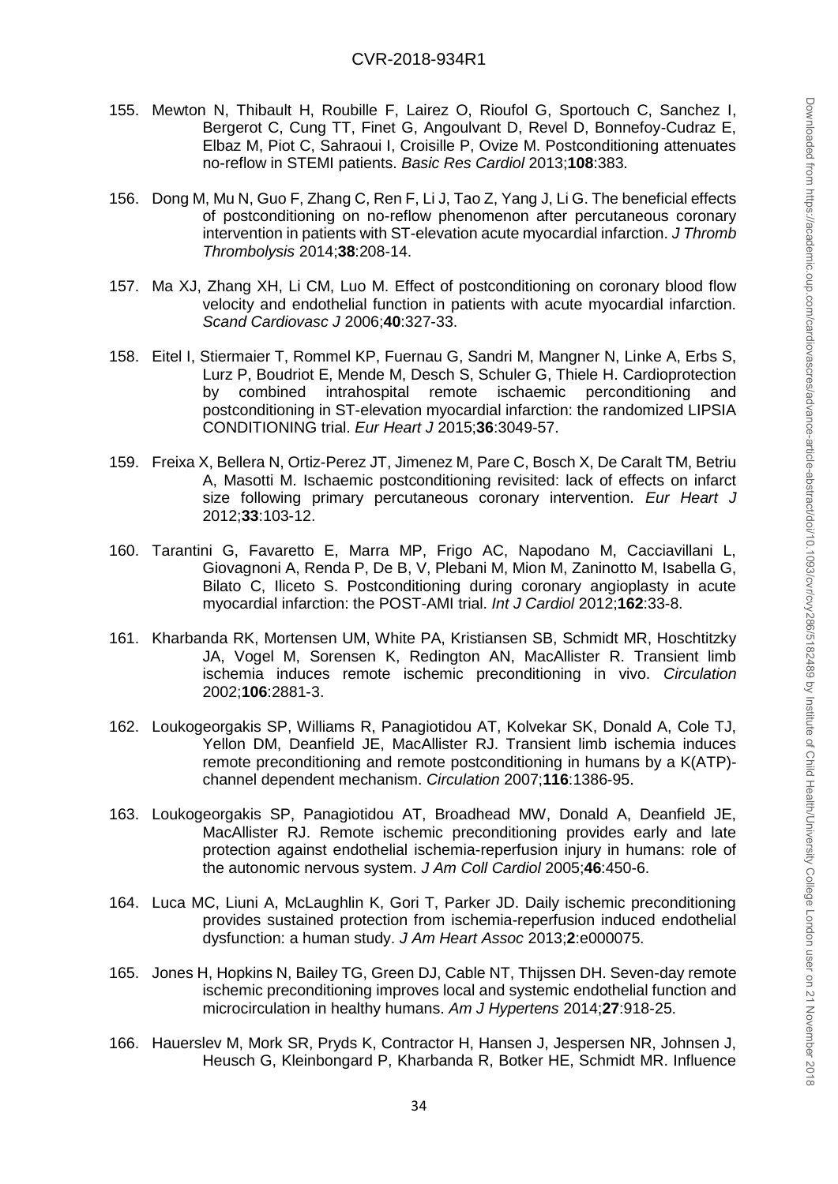155. Mewton N, Thibault H, Roubille F, Lairez O, Rioufol G, Sportouch C, Sanchez I, Bergerot C, Cung TT, Finet G, Angoulvant D, Revel D, Bonnefoy-Cudraz E, Elbaz M, Piot C, Sahraoui I, Croisille P, Ovize M. Postconditioning attenuates no-reflow in STEMI patients. *Basic Res Cardiol* 2013;**108**:383.

156. Dong M, Mu N, Guo F, Zhang C, Ren F, Li J, Tao Z, Yang J, Li G. The beneficial effects of postconditioning on no-reflow phenomenon after percutaneous coronary intervention in patients with ST-elevation acute myocardial infarction. *J Thromb Thrombolysis* 2014;**38**:208-14.

157. Ma XJ, Zhang XH, Li CM, Luo M. Effect of postconditioning on coronary blood flow velocity and endothelial function in patients with acute myocardial infarction. *Scand Cardiovasc J* 2006;**40**:327-33.

158. Eitel I, Stiermaier T, Rommel KP, Fuernau G, Sandri M, Mangner N, Linke A, Erbs S, Lurz P, Boudriot E, Mende M, Desch S, Schuler G, Thiele H. Cardioprotection by combined intrahospital remote ischaemic perconditioning and postconditioning in ST-elevation myocardial infarction: the randomized LIPSIA CONDITIONING trial. *Eur Heart J* 2015;**36**:3049-57.

159. Freixa X, Bellera N, Ortiz-Perez JT, Jimenez M, Pare C, Bosch X, De Caralt TM, Betriu A, Masotti M. Ischaemic postconditioning revisited: lack of effects on infarct size following primary percutaneous coronary intervention. *Eur Heart J* 2012;**33**:103-12.

160. Tarantini G, Favaretto E, Marra MP, Frigo AC, Napodano M, Cacciavillani L, Giovagnoni A, Renda P, De B, V, Plebani M, Mion M, Zaninotto M, Isabella G, Bilato C, Iliceto S. Postconditioning during coronary angioplasty in acute myocardial infarction: the POST-AMI trial. *Int J Cardiol* 2012;**162**:33-8.

161. Kharbanda RK, Mortensen UM, White PA, Kristiansen SB, Schmidt MR, Hoschtitzky JA, Vogel M, Sorensen K, Redington AN, MacAllister R. Transient limb ischemia induces remote ischemic preconditioning in vivo. *Circulation* 2002;**106**:2881-3.

162. Loukogeorgakis SP, Williams R, Panagiotidou AT, Kolvekar SK, Donald A, Cole TJ, Yellon DM, Deanfield JE, MacAllister RJ. Transient limb ischemia induces remote preconditioning and remote postconditioning in humans by a K(ATP)-channel dependent mechanism. *Circulation* 2007;**116**:1386-95.

163. Loukogeorgakis SP, Panagiotidou AT, Broadhead MW, Donald A, Deanfield JE, MacAllister RJ. Remote ischemic preconditioning provides early and late protection against endothelial ischemia-reperfusion injury in humans: role of the autonomic nervous system. *J Am Coll Cardiol* 2005;**46**:450-6.

164. Luca MC, Liuni A, McLaughlin K, Gori T, Parker JD. Daily ischemic preconditioning provides sustained protection from ischemia-reperfusion induced endothelial dysfunction: a human study. *J Am Heart Assoc* 2013;**2**:e000075.

165. Jones H, Hopkins N, Bailey TG, Green DJ, Cable NT, Thijssen DH. Seven-day remote ischemic preconditioning improves local and systemic endothelial function and microcirculation in healthy humans. *Am J Hypertens* 2014;**27**:918-25.

166. Hauerslev M, Mork SR, Pryds K, Contractor H, Hansen J, Jespersen NR, Johnsen J, Heusch G, Kleinbongard P, Kharbanda R, Botker HE, Schmidt MR. Influence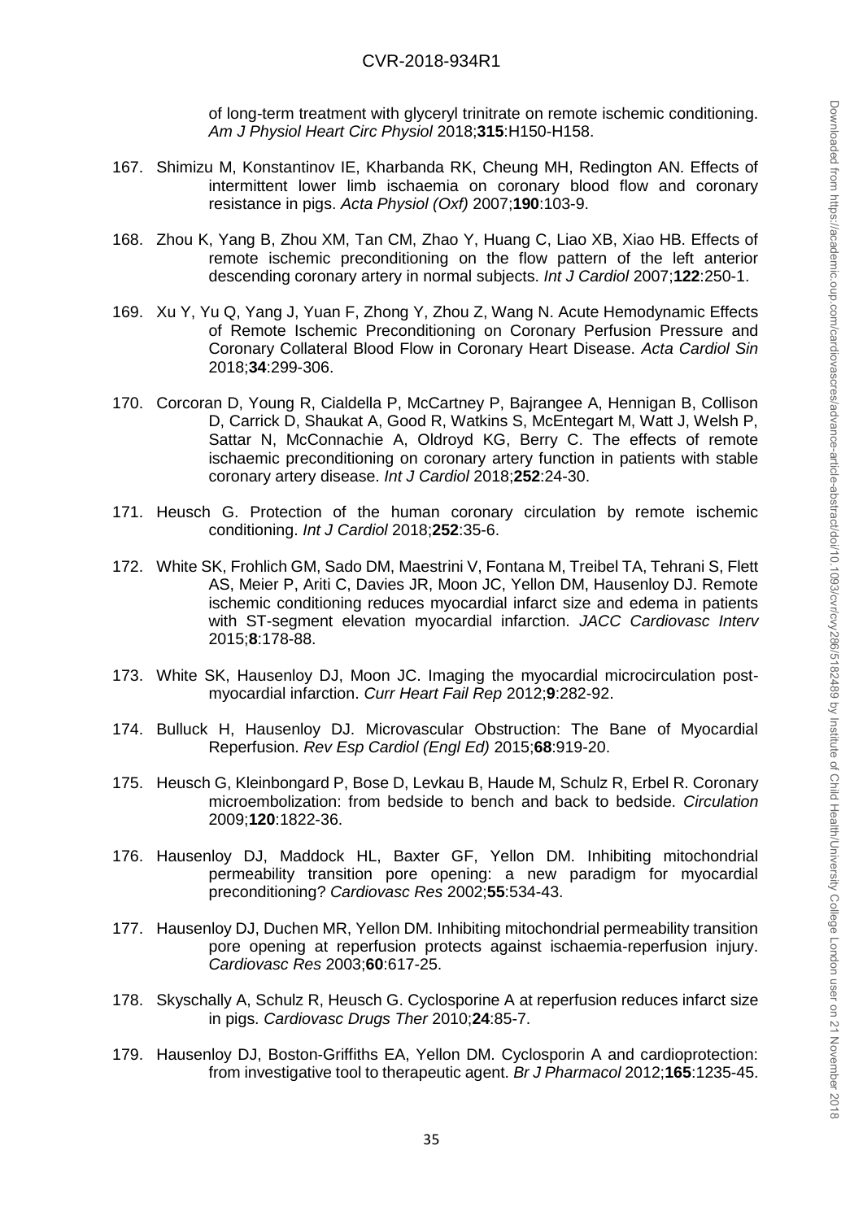of long-term treatment with glyceryl trinitrate on remote ischemic conditioning. *Am J Physiol Heart Circ Physiol* 2018;**315**:H150-H158.

167. Shimizu M, Konstantinov IE, Kharbanda RK, Cheung MH, Redington AN. Effects of intermittent lower limb ischaemia on coronary blood flow and coronary resistance in pigs. *Acta Physiol (Oxf)* 2007;**190**:103-9.

168. Zhou K, Yang B, Zhou XM, Tan CM, Zhao Y, Huang C, Liao XB, Xiao HB. Effects of remote ischemic preconditioning on the flow pattern of the left anterior descending coronary artery in normal subjects. *Int J Cardiol* 2007;**122**:250-1.

169. Xu Y, Yu Q, Yang J, Yuan F, Zhong Y, Zhou Z, Wang N. Acute Hemodynamic Effects of Remote Ischemic Preconditioning on Coronary Perfusion Pressure and Coronary Collateral Blood Flow in Coronary Heart Disease. *Acta Cardiol Sin* 2018;**34**:299-306.

170. Corcoran D, Young R, Cialdella P, McCartney P, Bajrangee A, Hennigan B, Collison D, Carrick D, Shaukat A, Good R, Watkins S, McEntegart M, Watt J, Welsh P, Sattar N, McConnachie A, Oldroyd KG, Berry C. The effects of remote ischaemic preconditioning on coronary artery function in patients with stable coronary artery disease. *Int J Cardiol* 2018;**252**:24-30.

171. Heusch G. Protection of the human coronary circulation by remote ischemic conditioning. *Int J Cardiol* 2018;**252**:35-6.

172. White SK, Frohlich GM, Sado DM, Maestrini V, Fontana M, Treibel TA, Tehrani S, Flett AS, Meier P, Ariti C, Davies JR, Moon JC, Yellon DM, Hausenloy DJ. Remote ischemic conditioning reduces myocardial infarct size and edema in patients with ST-segment elevation myocardial infarction. *JACC Cardiovasc Interv* 2015;**8**:178-88.

173. White SK, Hausenloy DJ, Moon JC. Imaging the myocardial microcirculation post-myocardial infarction. *Curr Heart Fail Rep* 2012;**9**:282-92.

174. Bulluck H, Hausenloy DJ. Microvascular Obstruction: The Bane of Myocardial Reperfusion. *Rev Esp Cardiol (Engl Ed)* 2015;**68**:919-20.

175. Heusch G, Kleinbongard P, Bose D, Levkau B, Haude M, Schulz R, Erbel R. Coronary microembolization: from bedside to bench and back to bedside. *Circulation* 2009;**120**:1822-36.

176. Hausenloy DJ, Maddock HL, Baxter GF, Yellon DM. Inhibiting mitochondrial permeability transition pore opening: a new paradigm for myocardial preconditioning? *Cardiovasc Res* 2002;**55**:534-43.

177. Hausenloy DJ, Duchen MR, Yellon DM. Inhibiting mitochondrial permeability transition pore opening at reperfusion protects against ischaemia-reperfusion injury. *Cardiovasc Res* 2003;**60**:617-25.

178. Skyschally A, Schulz R, Heusch G. Cyclosporine A at reperfusion reduces infarct size in pigs. *Cardiovasc Drugs Ther* 2010;**24**:85-7.

179. Hausenloy DJ, Boston-Griffiths EA, Yellon DM. Cyclosporin A and cardioprotection: from investigative tool to therapeutic agent. *Br J Pharmacol* 2012;**165**:1235-45.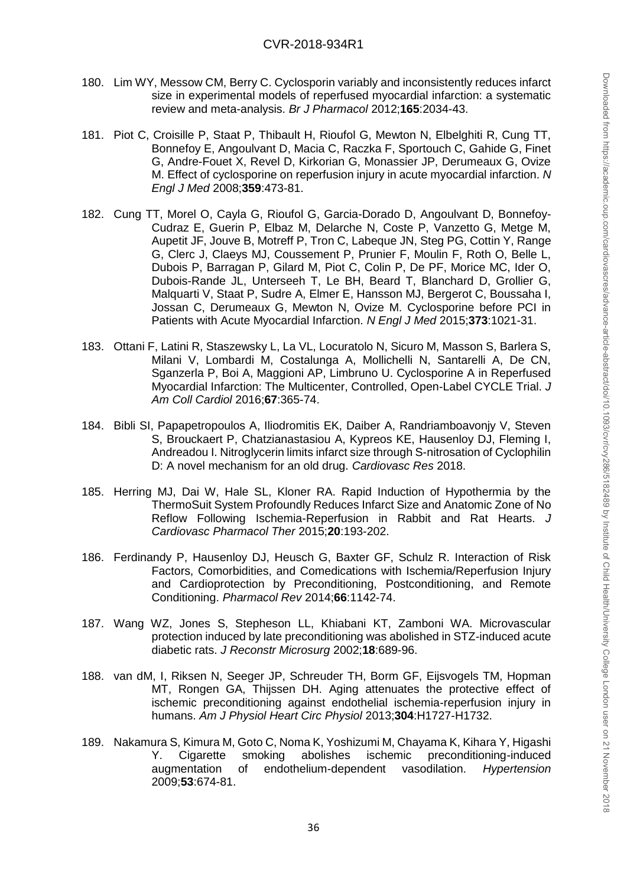180. Lim WY, Messow CM, Berry C. Cyclosporin variably and inconsistently reduces infarct size in experimental models of reperfused myocardial infarction: a systematic review and meta-analysis. *Br J Pharmacol* 2012;**165**:2034-43.

181. Piot C, Croisille P, Staat P, Thibault H, Rioufol G, Mewton N, Elbelghiti R, Cung TT, Bonnefoy E, Angoulvant D, Macia C, Raczka F, Sportouch C, Gahide G, Finet G, Andre-Fouet X, Revel D, Kirkorian G, Monassier JP, Derumeaux G, Ovize M. Effect of cyclosporine on reperfusion injury in acute myocardial infarction. *N Engl J Med* 2008;**359**:473-81.

182. Cung TT, Morel O, Cayla G, Rioufol G, Garcia-Dorado D, Angoulvant D, Bonnefoy-Cudraz E, Guerin P, Elbaz M, Delarche N, Coste P, Vanzetto G, Metge M, Aupetit JF, Jouve B, Motreff P, Tron C, Labeque JN, Steg PG, Cottin Y, Range G, Clerc J, Claeys MJ, Coussement P, Prunier F, Moulin F, Roth O, Belle L, Dubois P, Barragan P, Gilard M, Piot C, Colin P, De PF, Morice MC, Ider O, Dubois-Rande JL, Unterseeh T, Le BH, Beard T, Blanchard D, Grollier G, Malquarti V, Staat P, Sudre A, Elmer E, Hansson MJ, Bergerot C, Boussaha I, Jossan C, Derumeaux G, Mewton N, Ovize M. Cyclosporine before PCI in Patients with Acute Myocardial Infarction. *N Engl J Med* 2015;**373**:1021-31.

183. Ottani F, Latini R, Staszewsky L, La VL, Locuratolo N, Sicuro M, Masson S, Barlera S, Milani V, Lombardi M, Costalunga A, Mollichelli N, Santarelli A, De CN, Sganzerla P, Boi A, Maggioni AP, Limbruno U. Cyclosporine A in Reperfused Myocardial Infarction: The Multicenter, Controlled, Open-Label CYCLE Trial. *J Am Coll Cardiol* 2016;**67**:365-74.

184. Bibli SI, Papapetropoulos A, Iliodromitis EK, Daiber A, Randriamboavonjy V, Steven S, Brouckaert P, Chatzianastasiou A, Kypreos KE, Hausenloy DJ, Fleming I, Andreadou I. Nitroglycerin limits infarct size through S-nitrosation of Cyclophilin D: A novel mechanism for an old drug. *Cardiovasc Res* 2018.

185. Herring MJ, Dai W, Hale SL, Kloner RA. Rapid Induction of Hypothermia by the ThermoSuit System Profoundly Reduces Infarct Size and Anatomic Zone of No Reflow Following Ischemia-Reperfusion in Rabbit and Rat Hearts. *J Cardiovasc Pharmacol Ther* 2015;**20**:193-202.

186. Ferdinandy P, Hausenloy DJ, Heusch G, Baxter GF, Schulz R. Interaction of Risk Factors, Comorbidities, and Comedications with Ischemia/Reperfusion Injury and Cardioprotection by Preconditioning, Postconditioning, and Remote Conditioning. *Pharmacol Rev* 2014;**66**:1142-74.

187. Wang WZ, Jones S, Stepheson LL, Khiabani KT, Zamboni WA. Microvascular protection induced by late preconditioning was abolished in STZ-induced acute diabetic rats. *J Reconstr Microsurg* 2002;**18**:689-96.

188. van dM, I, Riksen N, Seeger JP, Schreuder TH, Borm GF, Eijsvogels TM, Hopman MT, Rongen GA, Thijssen DH. Aging attenuates the protective effect of ischemic preconditioning against endothelial ischemia-reperfusion injury in humans. *Am J Physiol Heart Circ Physiol* 2013;**304**:H1727-H1732.

189. Nakamura S, Kimura M, Goto C, Noma K, Yoshizumi M, Chayama K, Kihara Y, Higashi Y. Cigarette smoking abolishes ischemic preconditioning-induced augmentation of endothelium-dependent vasodilation. *Hypertension* 2009;**53**:674-81.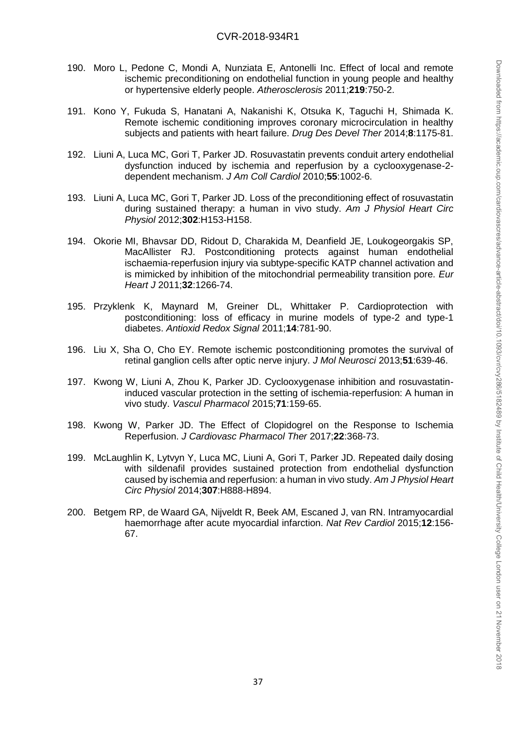190. Moro L, Pedone C, Mondi A, Nunziata E, Antonelli Inc. Effect of local and remote ischemic preconditioning on endothelial function in young people and healthy or hypertensive elderly people. *Atherosclerosis* 2011;**219**:750-2.

191. Kono Y, Fukuda S, Hanatani A, Nakanishi K, Otsuka K, Taguchi H, Shimada K. Remote ischemic conditioning improves coronary microcirculation in healthy subjects and patients with heart failure. *Drug Des Devel Ther* 2014;**8**:1175-81.

192. Liuni A, Luca MC, Gori T, Parker JD. Rosuvastatin prevents conduit artery endothelial dysfunction induced by ischemia and reperfusion by a cyclooxygenase-2-dependent mechanism. *J Am Coll Cardiol* 2010;**55**:1002-6.

193. Liuni A, Luca MC, Gori T, Parker JD. Loss of the preconditioning effect of rosuvastatin during sustained therapy: a human in vivo study. *Am J Physiol Heart Circ Physiol* 2012;**302**:H153-H158.

194. Okorie MI, Bhavsar DD, Ridout D, Charakida M, Deanfield JE, Loukogeorgakis SP, MacAllister RJ. Postconditioning protects against human endothelial ischaemia-reperfusion injury via subtype-specific KATP channel activation and is mimicked by inhibition of the mitochondrial permeability transition pore. *Eur Heart J* 2011;**32**:1266-74.

195. Przyklenk K, Maynard M, Greiner DL, Whittaker P. Cardioprotection with postconditioning: loss of efficacy in murine models of type-2 and type-1 diabetes. *Antioxid Redox Signal* 2011;**14**:781-90.

196. Liu X, Sha O, Cho EY. Remote ischemic postconditioning promotes the survival of retinal ganglion cells after optic nerve injury. *J Mol Neurosci* 2013;**51**:639-46.

197. Kwong W, Liuni A, Zhou K, Parker JD. Cyclooxygenase inhibition and rosuvastatin-induced vascular protection in the setting of ischemia-reperfusion: A human in vivo study. *Vascul Pharmacol* 2015;**71**:159-65.

198. Kwong W, Parker JD. The Effect of Clopidogrel on the Response to Ischemia Reperfusion. *J Cardiovasc Pharmacol Ther* 2017;**22**:368-73.

199. McLaughlin K, Lytvyn Y, Luca MC, Liuni A, Gori T, Parker JD. Repeated daily dosing with sildenafil provides sustained protection from endothelial dysfunction caused by ischemia and reperfusion: a human in vivo study. *Am J Physiol Heart Circ Physiol* 2014;**307**:H888-H894.

200. Betgem RP, de Waard GA, Nijveldt R, Beek AM, Escaned J, van RN. Intramyocardial haemorrhage after acute myocardial infarction. *Nat Rev Cardiol* 2015;**12**:156-67.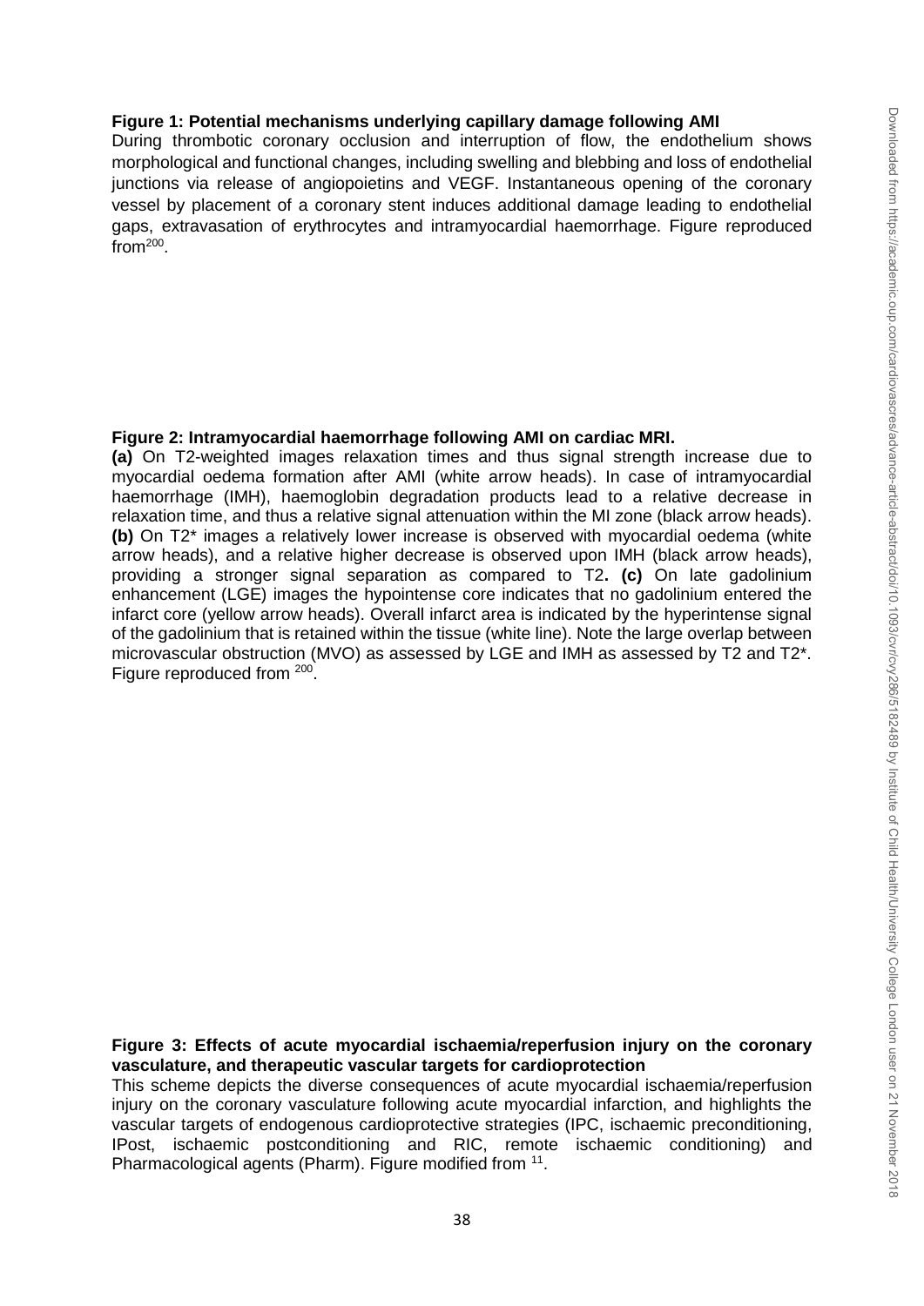**Figure 1: Potential mechanisms underlying capillary damage following AMI**

During thrombotic coronary occlusion and interruption of flow, the endothelium shows morphological and functional changes, including swelling and blebbing and loss of endothelial junctions via release of angiopoietins and VEGF. Instantaneous opening of the coronary vessel by placement of a coronary stent induces additional damage leading to endothelial gaps, extravasation of erythrocytes and intramyocardial haemorrhage. Figure reproduced from[200].

**Figure 2: Intramyocardial haemorrhage following AMI on cardiac MRI.**

**(a)** On T2-weighted images relaxation times and thus signal strength increase due to myocardial oedema formation after AMI (white arrow heads). In case of intramyocardial haemorrhage (IMH), haemoglobin degradation products lead to a relative decrease in relaxation time, and thus a relative signal attenuation within the MI zone (black arrow heads). **(b)** On T2* images a relatively lower increase is observed with myocardial oedema (white arrow heads), and a relative higher decrease is observed upon IMH (black arrow heads), providing a stronger signal separation as compared to T2**. (c)** On late gadolinium enhancement (LGE) images the hypointense core indicates that no gadolinium entered the infarct core (yellow arrow heads). Overall infarct area is indicated by the hyperintense signal of the gadolinium that is retained within the tissue (white line). Note the large overlap between microvascular obstruction (MVO) as assessed by LGE and IMH as assessed by T2 and T2*. Figure reproduced from [200].

**Figure 3: Effects of acute myocardial ischaemia/reperfusion injury on the coronary vasculature, and therapeutic vascular targets for cardioprotection**

This scheme depicts the diverse consequences of acute myocardial ischaemia/reperfusion injury on the coronary vasculature following acute myocardial infarction, and highlights the vascular targets of endogenous cardioprotective strategies (IPC, ischaemic preconditioning, IPost, ischaemic postconditioning and RIC, remote ischaemic conditioning) and Pharmacological agents (Pharm). Figure modified from [11].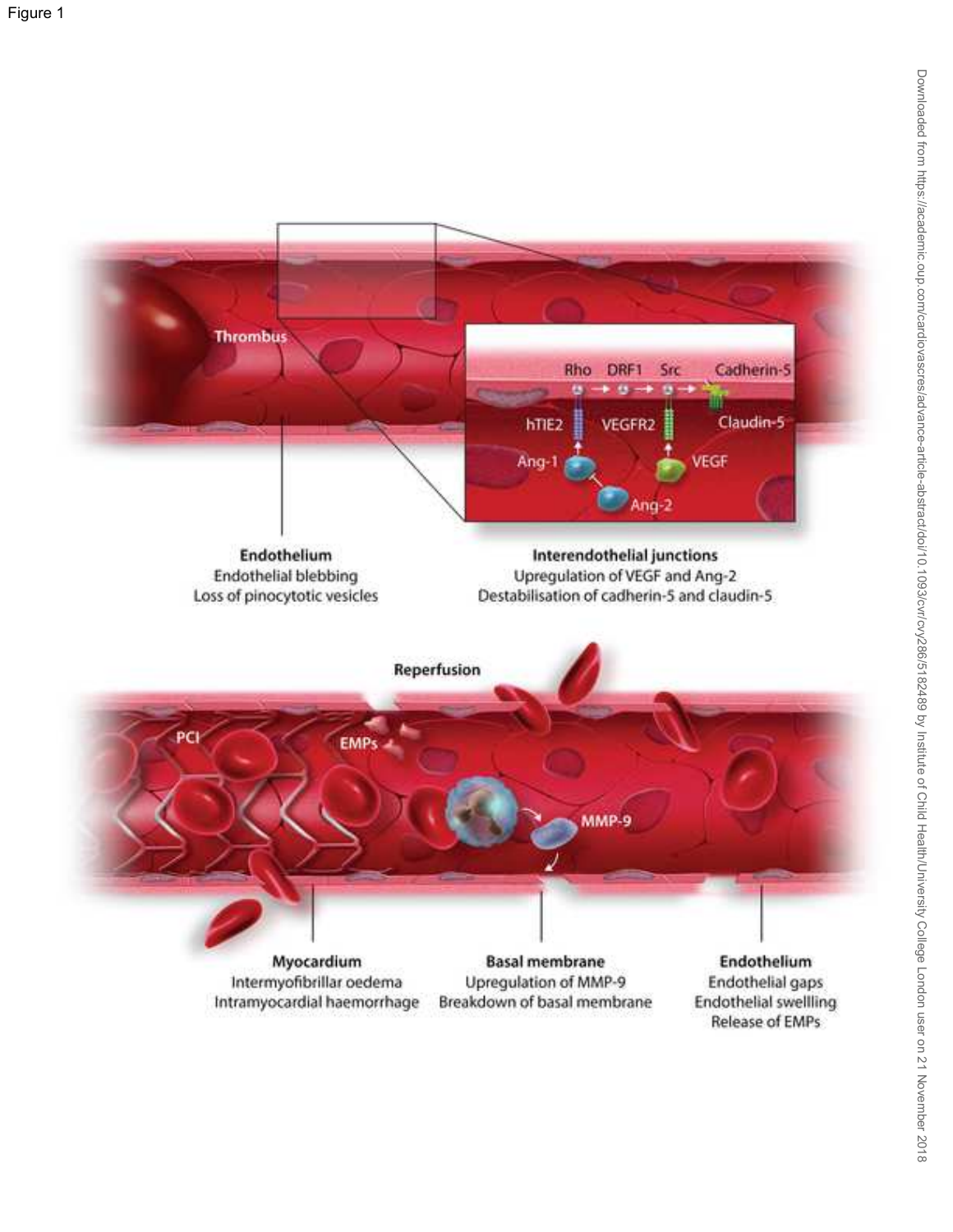Figure 1

Thrombus

Rho DRF1 Src Cadherin-5

hTIE2 VEGFR2 Claudin-5

Ang-1 VEGF

Ang-2

**Endothelium**
Endothelial blebbing
Loss of pinocytotic vesicles

**Interendothelial junctions**
Upregulation of VEGF and Ang-2
Destabilisation of cadherin-5 and claudin-5

Reperfusion

PCI

EMPs

MMP-9

**Myocardium**
Intermyofibrillar oedema
Intramyocardial haemorrhage

**Basal membrane**
Upregulation of MMP-9
Breakdown of basal membrane

**Endothelium**
Endothelial gaps
Endothelial swellling
Release of EMPs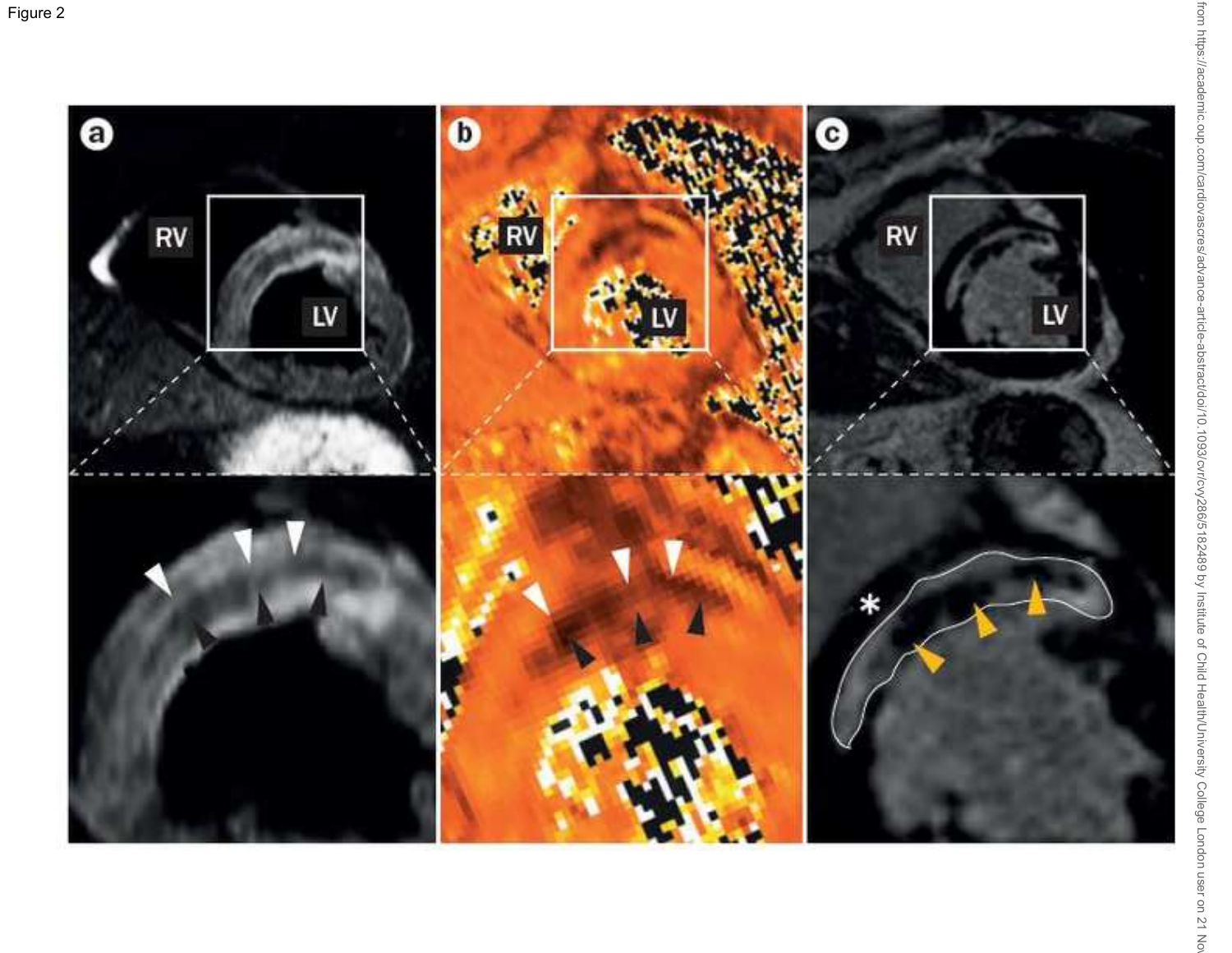Figure 2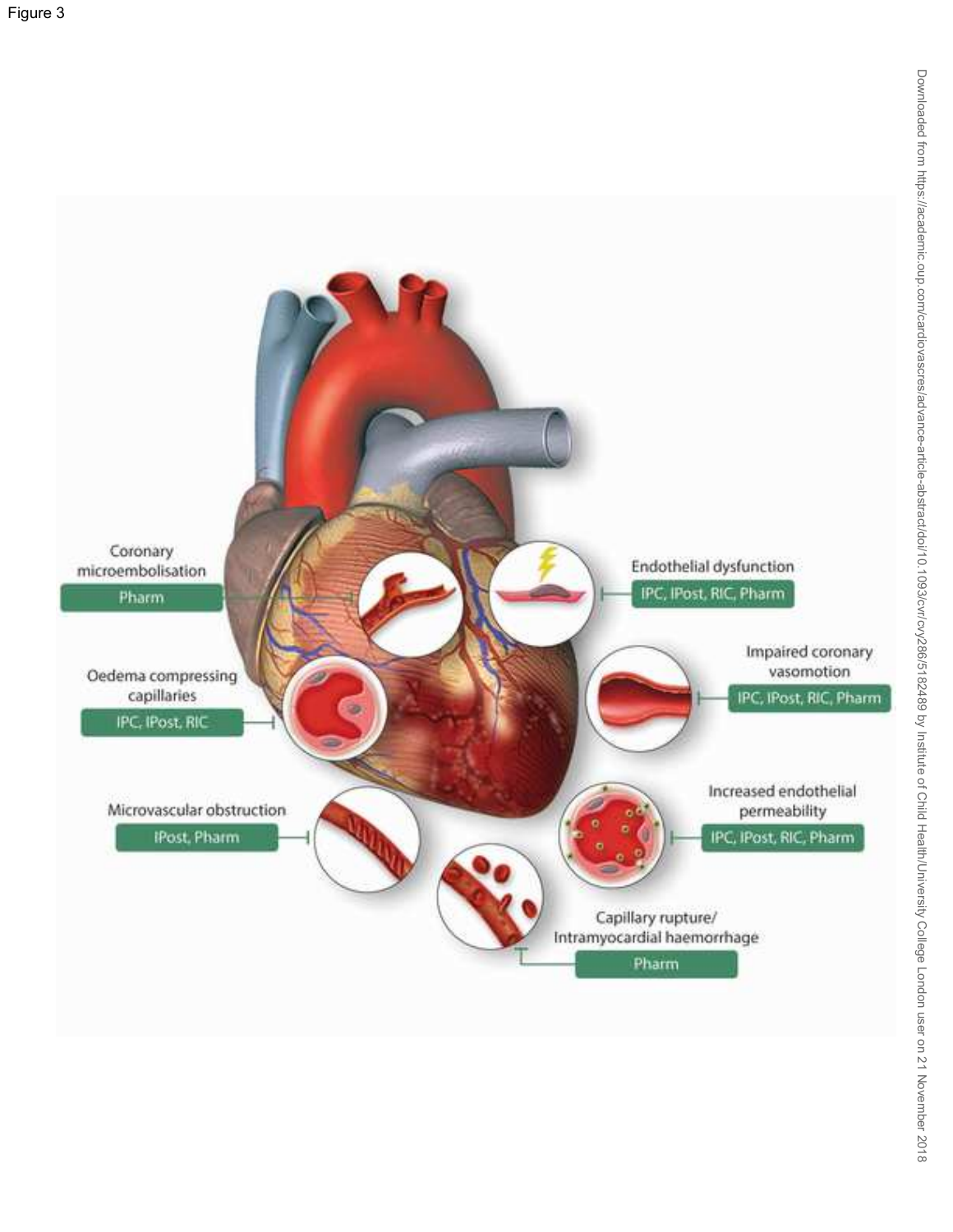Figure 3

Coronary microembolisation

Pharm

Endothelial dysfunction

IPC, IPost, RIC, Pharm

Oedema compressing capillaries

IPC, IPost, RIC

Impaired coronary vasomotion

IPC, IPost, RIC, Pharm

Microvascular obstruction

IPost, Pharm

Increased endothelial permeability

IPC, IPost, RIC, Pharm

Capillary rupture/ Intramyocardial haemorrhage

Pharm